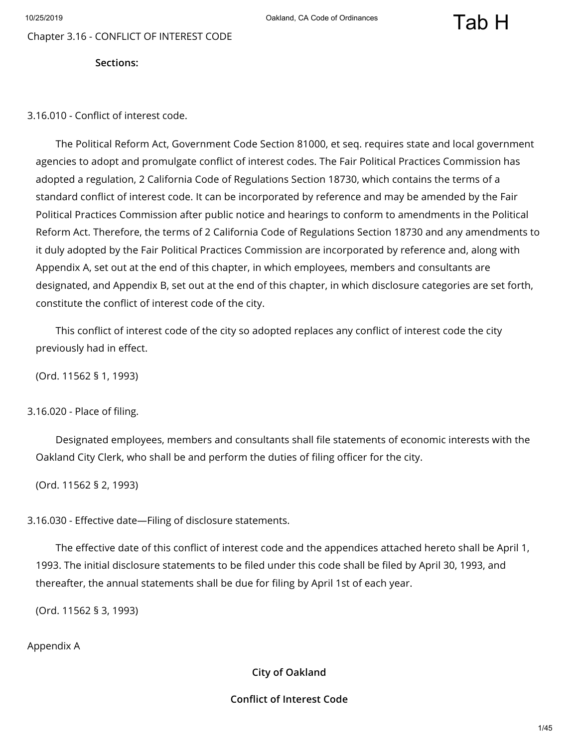# Tab H

## Chapter 3.16 - CONFLICT OF INTEREST CODE

**Sections:**

### 3.16.010 - Conflict of interest code.

The Political Reform Act, Government Code Section 81000, et seq. requires state and local government agencies to adopt and promulgate conflict of interest codes. The Fair Political Practices Commission has adopted a regulation, 2 California Code of Regulations Section 18730, which contains the terms of a standard conflict of interest code. It can be incorporated by reference and may be amended by the Fair Political Practices Commission after public notice and hearings to conform to amendments in the Political Reform Act. Therefore, the terms of 2 California Code of Regulations Section 18730 and any amendments to it duly adopted by the Fair Political Practices Commission are incorporated by reference and, along with Appendix A, set out at the end of this chapter, in which employees, members and consultants are designated, and Appendix B, set out at the end of this chapter, in which disclosure categories are set forth, constitute the conflict of interest code of the city.

This conflict of interest code of the city so adopted replaces any conflict of interest code the city previously had in effect.

(Ord. 11562 § 1, 1993)

### 3.16.020 - Place of filing.

Designated employees, members and consultants shall file statements of economic interests with the Oakland City Clerk, who shall be and perform the duties of filing officer for the city.

(Ord. 11562 § 2, 1993)

### 3.16.030 - Effective date—Filing of disclosure statements.

The effective date of this conflict of interest code and the appendices attached hereto shall be April 1, 1993. The initial disclosure statements to be filed under this code shall be filed by April 30, 1993, and thereafter, the annual statements shall be due for filing by April 1st of each year.

(Ord. 11562 § 3, 1993)

Appendix A

**City of Oakland**

**Conflict of Interest Code**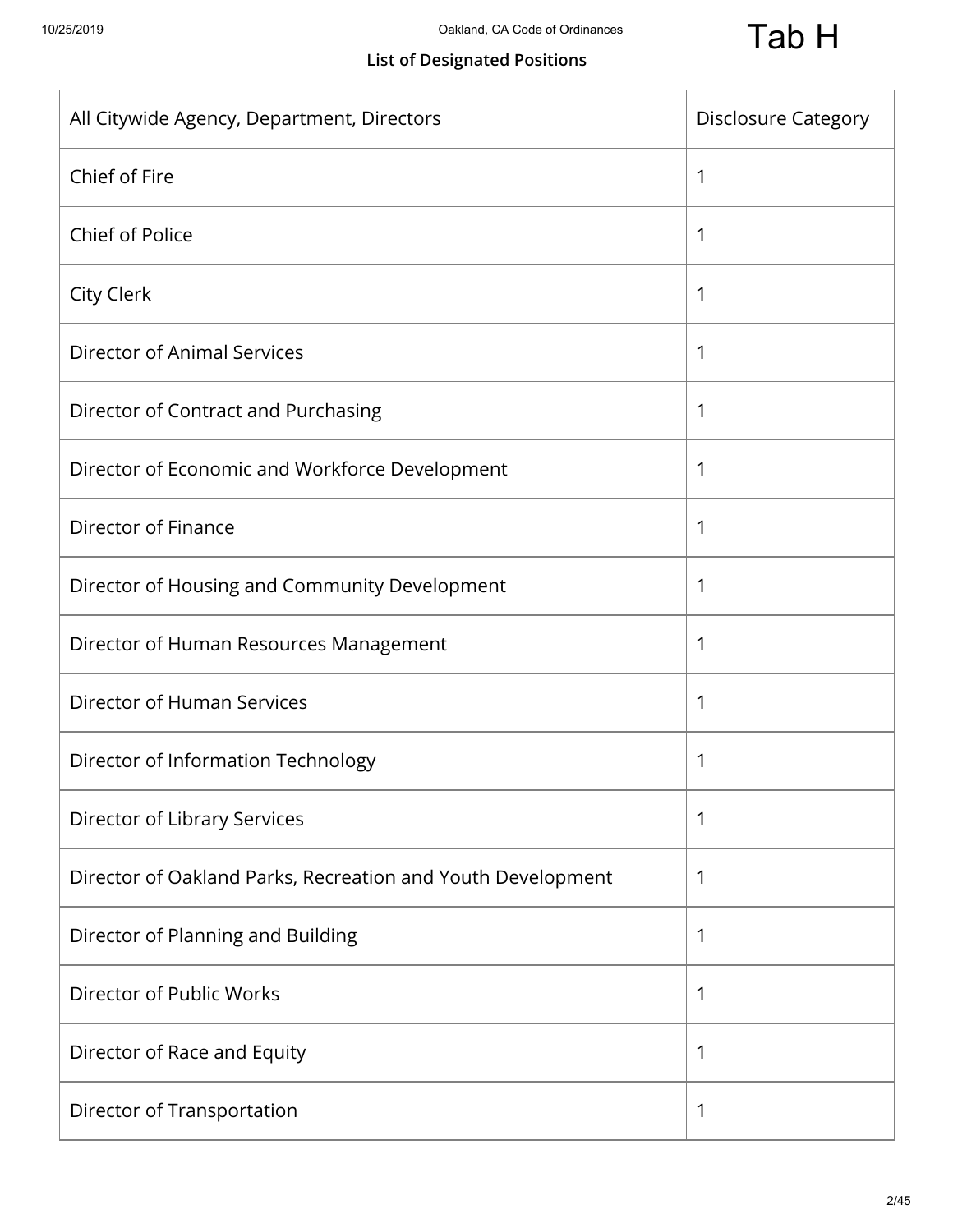**List of Designated Positions**

| All Citywide Agency, Department, Directors | Disclosure Category |
|---|---|
| Chief of Fire | 1 |
| Chief of Police | 1 |
| City Clerk | 1 |
| Director of Animal Services | 1 |
| Director of Contract and Purchasing | 1 |
| Director of Economic and Workforce Development | 1 |
| Director of Finance | 1 |
| Director of Housing and Community Development | 1 |
| Director of Human Resources Management | 1 |
| Director of Human Services | 1 |
| Director of Information Technology | 1 |
| Director of Library Services | 1 |
| Director of Oakland Parks, Recreation and Youth Development | 1 |
| Director of Planning and Building | 1 |
| Director of Public Works | 1 |
| Director of Race and Equity | 1 |
| Director of Transportation | 1 |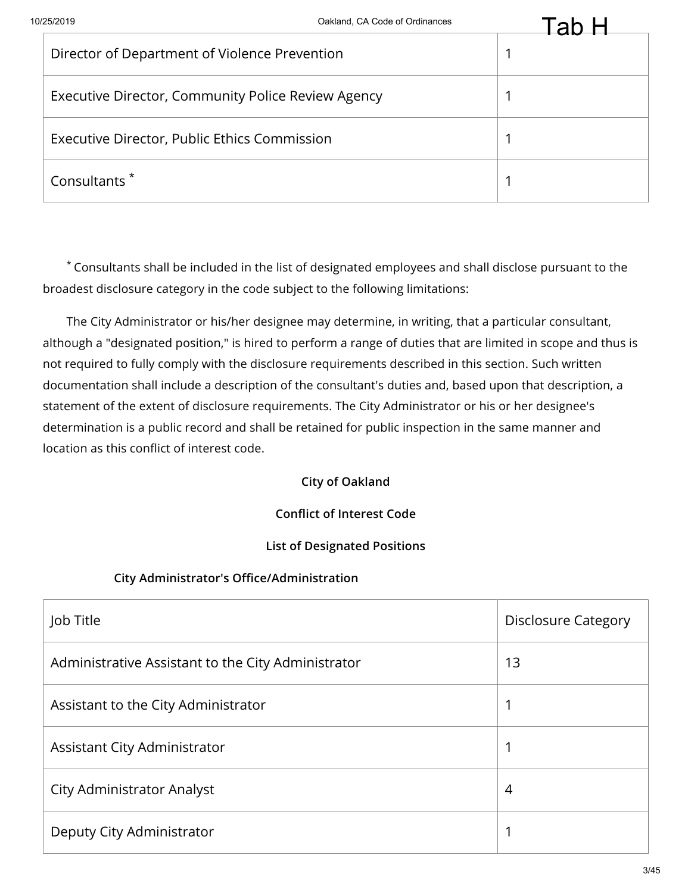| | |
|---|---|
| Director of Department of Violence Prevention | 1 |
| Executive Director, Community Police Review Agency | 1 |
| Executive Director, Public Ethics Commission | 1 |
| Consultants * | 1 |

* Consultants shall be included in the list of designated employees and shall disclose pursuant to the broadest disclosure category in the code subject to the following limitations:

The City Administrator or his/her designee may determine, in writing, that a particular consultant, although a "designated position," is hired to perform a range of duties that are limited in scope and thus is not required to fully comply with the disclosure requirements described in this section. Such written documentation shall include a description of the consultant's duties and, based upon that description, a statement of the extent of disclosure requirements. The City Administrator or his or her designee's determination is a public record and shall be retained for public inspection in the same manner and location as this conflict of interest code.

**City of Oakland**

**Conflict of Interest Code**

**List of Designated Positions**

**City Administrator's Office/Administration**

| Job Title | Disclosure Category |
|---|---|
| Administrative Assistant to the City Administrator | 13 |
| Assistant to the City Administrator | 1 |
| Assistant City Administrator | 1 |
| City Administrator Analyst | 4 |
| Deputy City Administrator | 1 |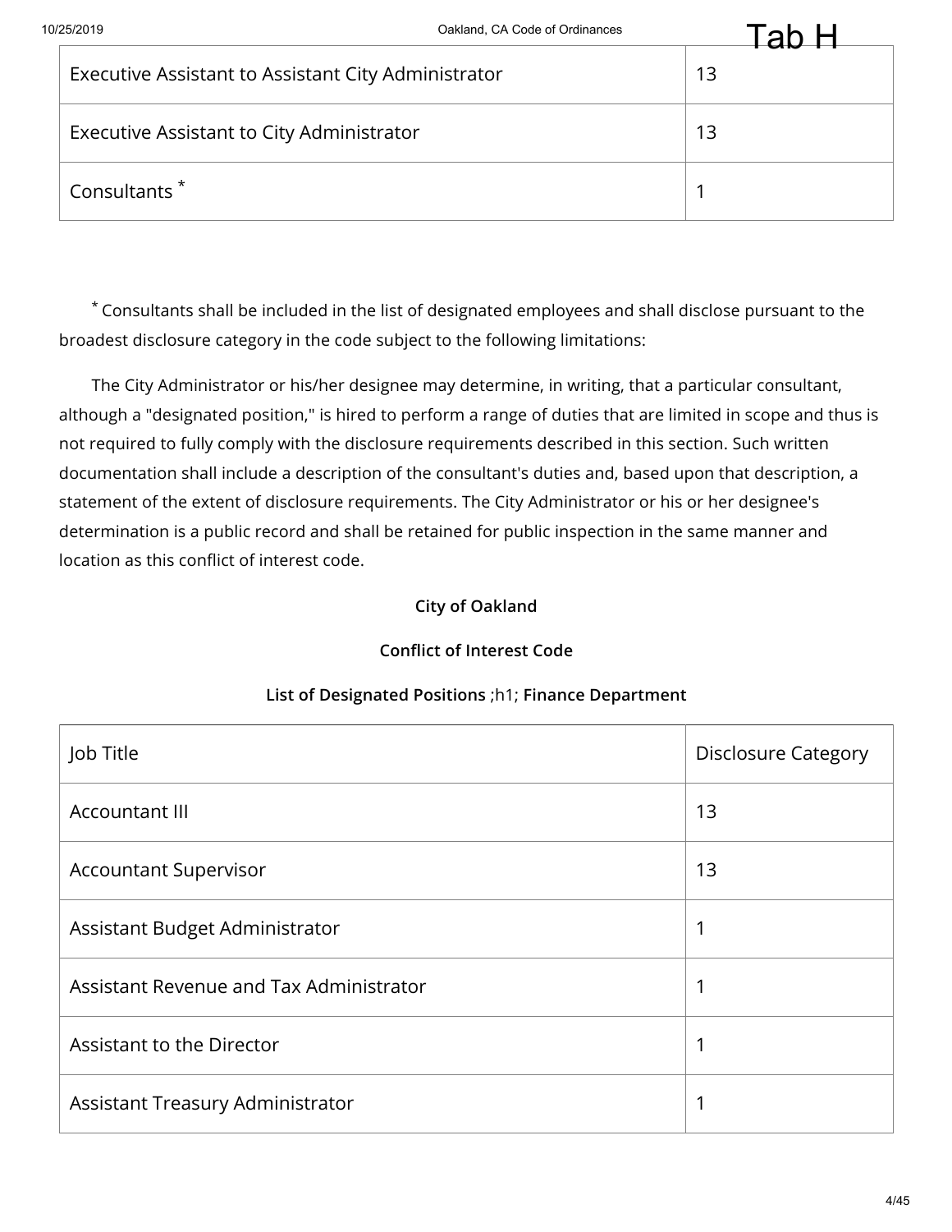| | |
|---|---|
| Executive Assistant to Assistant City Administrator | 13 |
| Executive Assistant to City Administrator | 13 |
| Consultants * | 1 |

* Consultants shall be included in the list of designated employees and shall disclose pursuant to the broadest disclosure category in the code subject to the following limitations:

The City Administrator or his/her designee may determine, in writing, that a particular consultant, although a "designated position," is hired to perform a range of duties that are limited in scope and thus is not required to fully comply with the disclosure requirements described in this section. Such written documentation shall include a description of the consultant's duties and, based upon that description, a statement of the extent of disclosure requirements. The City Administrator or his or her designee's determination is a public record and shall be retained for public inspection in the same manner and location as this conflict of interest code.

**City of Oakland**

**Conflict of Interest Code**

**List of Designated Positions** ;h1; **Finance Department**

| Job Title | Disclosure Category |
|---|---|
| Accountant III | 13 |
| Accountant Supervisor | 13 |
| Assistant Budget Administrator | 1 |
| Assistant Revenue and Tax Administrator | 1 |
| Assistant to the Director | 1 |
| Assistant Treasury Administrator | 1 |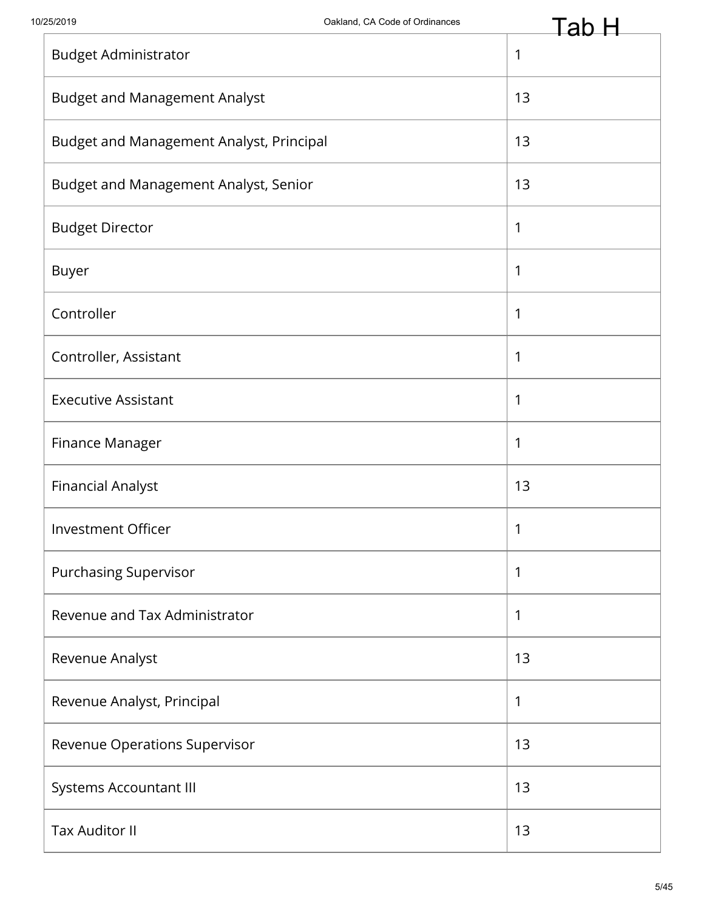| Budget Administrator | 1 |
| --- | --- |
| Budget and Management Analyst | 13 |
| Budget and Management Analyst, Principal | 13 |
| Budget and Management Analyst, Senior | 13 |
| Budget Director | 1 |
| Buyer | 1 |
| Controller | 1 |
| Controller, Assistant | 1 |
| Executive Assistant | 1 |
| Finance Manager | 1 |
| Financial Analyst | 13 |
| Investment Officer | 1 |
| Purchasing Supervisor | 1 |
| Revenue and Tax Administrator | 1 |
| Revenue Analyst | 13 |
| Revenue Analyst, Principal | 1 |
| Revenue Operations Supervisor | 13 |
| Systems Accountant III | 13 |
| Tax Auditor II | 13 |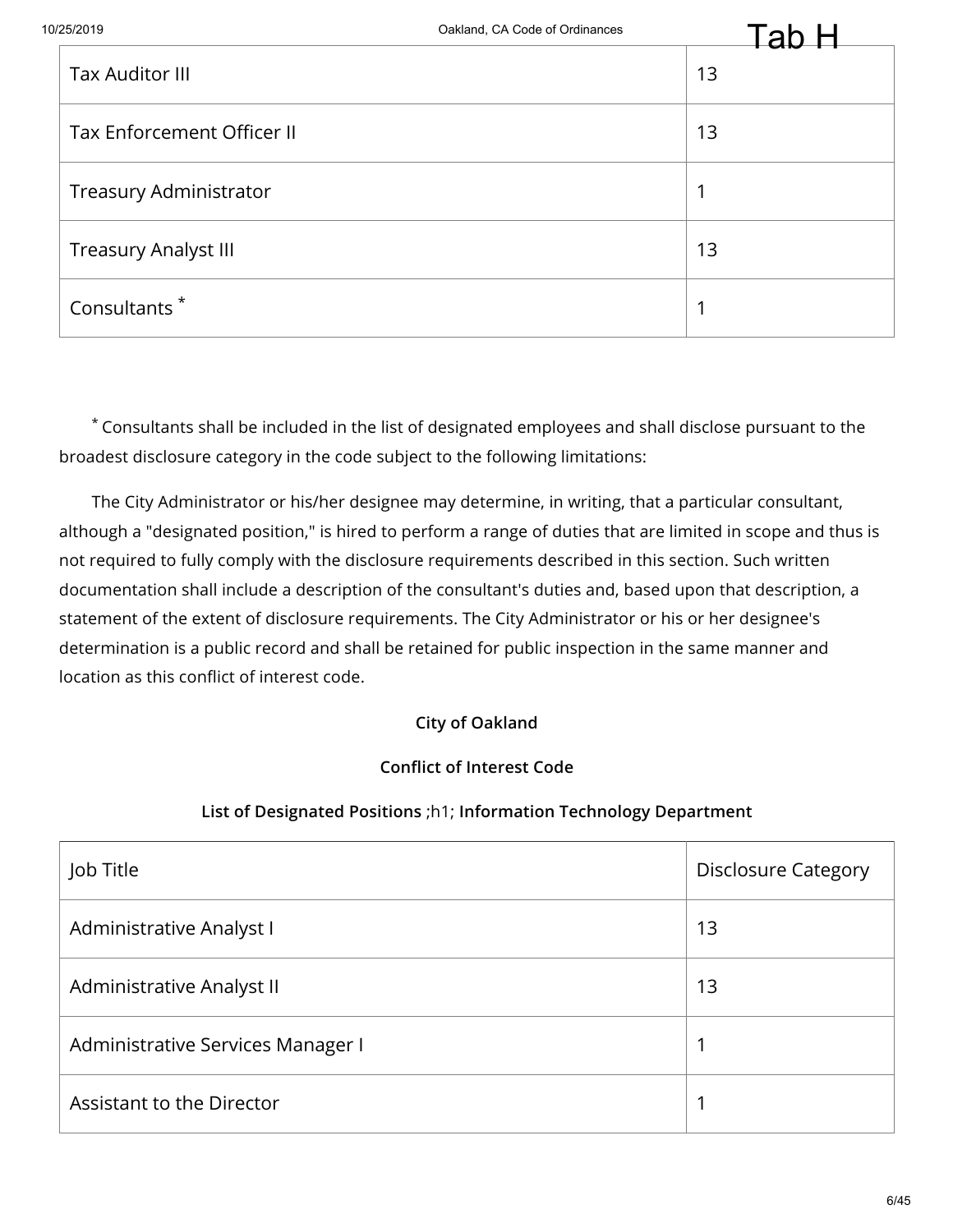| Tax Auditor III | 13 |
|---|---|
| Tax Enforcement Officer II | 13 |
| Treasury Administrator | 1 |
| Treasury Analyst III | 13 |
| Consultants * | 1 |

* Consultants shall be included in the list of designated employees and shall disclose pursuant to the broadest disclosure category in the code subject to the following limitations:

The City Administrator or his/her designee may determine, in writing, that a particular consultant, although a "designated position," is hired to perform a range of duties that are limited in scope and thus is not required to fully comply with the disclosure requirements described in this section. Such written documentation shall include a description of the consultant's duties and, based upon that description, a statement of the extent of disclosure requirements. The City Administrator or his or her designee's determination is a public record and shall be retained for public inspection in the same manner and location as this conflict of interest code.

**City of Oakland**

**Conflict of Interest Code**

**List of Designated Positions** ;h1; **Information Technology Department**

| Job Title | Disclosure Category |
|---|---|
| Administrative Analyst I | 13 |
| Administrative Analyst II | 13 |
| Administrative Services Manager I | 1 |
| Assistant to the Director | 1 |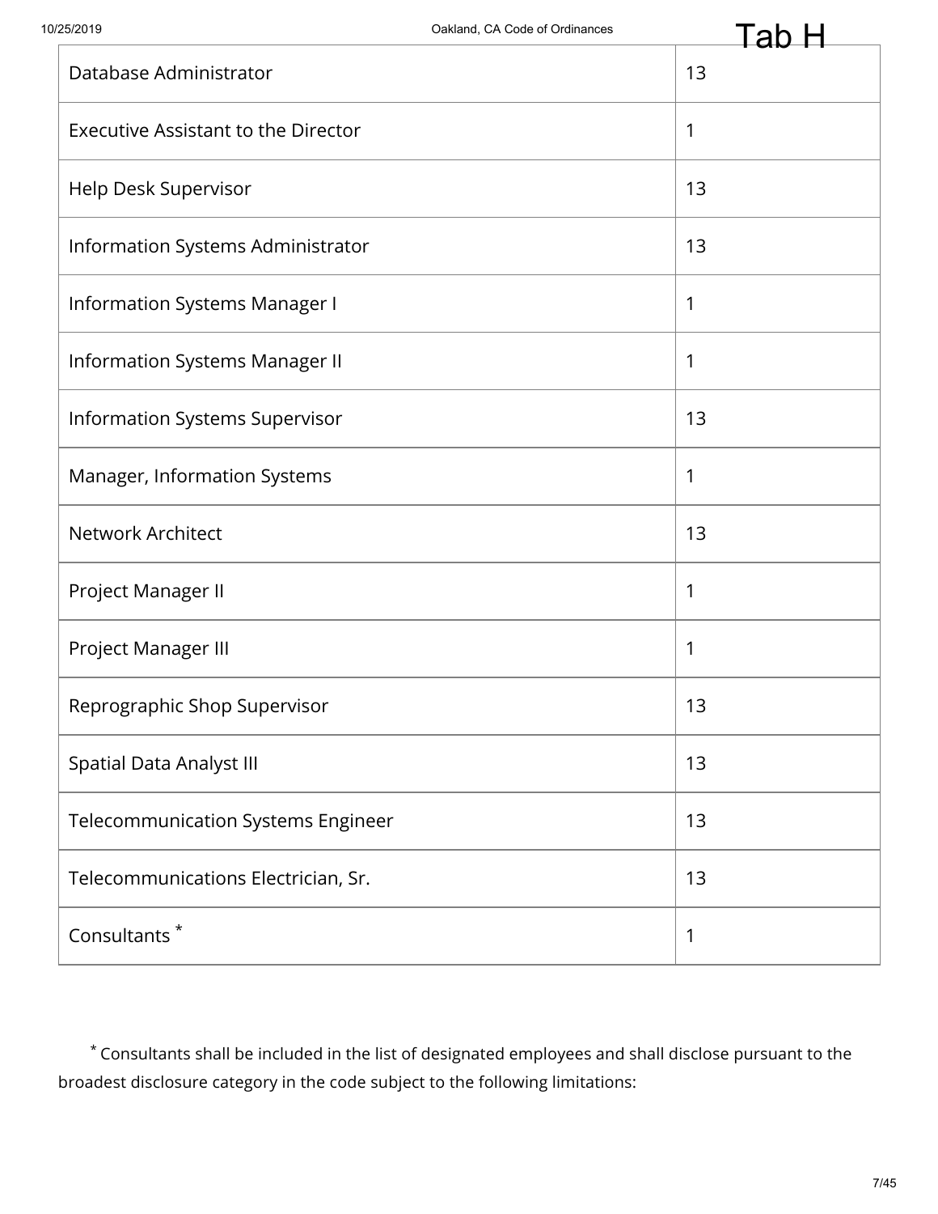| Database Administrator | 13 |
| --- | --- |
| Executive Assistant to the Director | 1 |
| Help Desk Supervisor | 13 |
| Information Systems Administrator | 13 |
| Information Systems Manager I | 1 |
| Information Systems Manager II | 1 |
| Information Systems Supervisor | 13 |
| Manager, Information Systems | 1 |
| Network Architect | 13 |
| Project Manager II | 1 |
| Project Manager III | 1 |
| Reprographic Shop Supervisor | 13 |
| Spatial Data Analyst III | 13 |
| Telecommunication Systems Engineer | 13 |
| Telecommunications Electrician, Sr. | 13 |
| Consultants * | 1 |

* Consultants shall be included in the list of designated employees and shall disclose pursuant to the broadest disclosure category in the code subject to the following limitations: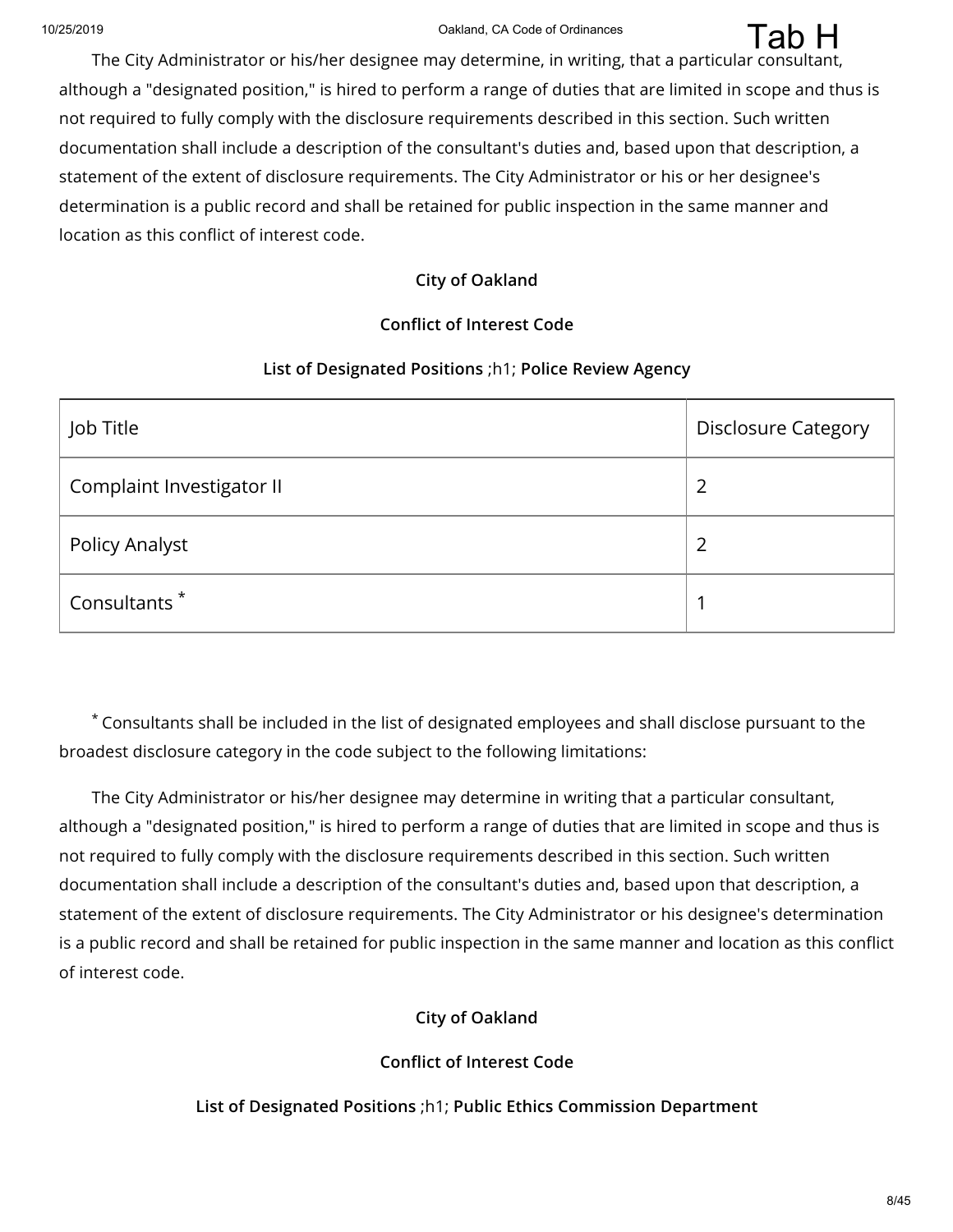The City Administrator or his/her designee may determine, in writing, that a particular consultant, although a "designated position," is hired to perform a range of duties that are limited in scope and thus is not required to fully comply with the disclosure requirements described in this section. Such written documentation shall include a description of the consultant's duties and, based upon that description, a statement of the extent of disclosure requirements. The City Administrator or his or her designee's determination is a public record and shall be retained for public inspection in the same manner and location as this conflict of interest code.

**City of Oakland**

**Conflict of Interest Code**

**List of Designated Positions** ;h1; **Police Review Agency**

| Job Title | Disclosure Category |
|---|---|
| Complaint Investigator II | 2 |
| Policy Analyst | 2 |
| Consultants * | 1 |

* Consultants shall be included in the list of designated employees and shall disclose pursuant to the broadest disclosure category in the code subject to the following limitations:

The City Administrator or his/her designee may determine in writing that a particular consultant, although a "designated position," is hired to perform a range of duties that are limited in scope and thus is not required to fully comply with the disclosure requirements described in this section. Such written documentation shall include a description of the consultant's duties and, based upon that description, a statement of the extent of disclosure requirements. The City Administrator or his designee's determination is a public record and shall be retained for public inspection in the same manner and location as this conflict of interest code.

**City of Oakland**

**Conflict of Interest Code**

**List of Designated Positions** ;h1; **Public Ethics Commission Department**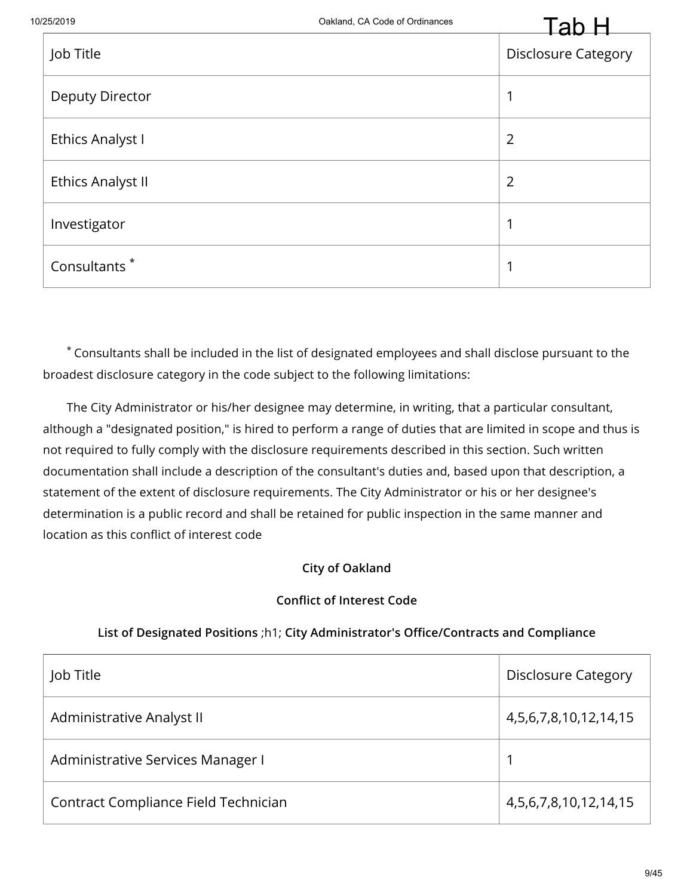| Job Title | Disclosure Category |
|---|---|
| Deputy Director | 1 |
| Ethics Analyst I | 2 |
| Ethics Analyst II | 2 |
| Investigator | 1 |
| Consultants * | 1 |

* Consultants shall be included in the list of designated employees and shall disclose pursuant to the broadest disclosure category in the code subject to the following limitations:

The City Administrator or his/her designee may determine, in writing, that a particular consultant, although a "designated position," is hired to perform a range of duties that are limited in scope and thus is not required to fully comply with the disclosure requirements described in this section. Such written documentation shall include a description of the consultant's duties and, based upon that description, a statement of the extent of disclosure requirements. The City Administrator or his or her designee's determination is a public record and shall be retained for public inspection in the same manner and location as this conflict of interest code

**City of Oakland**

**Conflict of Interest Code**

**List of Designated Positions** ;h1; **City Administrator's Office/Contracts and Compliance**

| Job Title | Disclosure Category |
|---|---|
| Administrative Analyst II | 4,5,6,7,8,10,12,14,15 |
| Administrative Services Manager I | 1 |
| Contract Compliance Field Technician | 4,5,6,7,8,10,12,14,15 |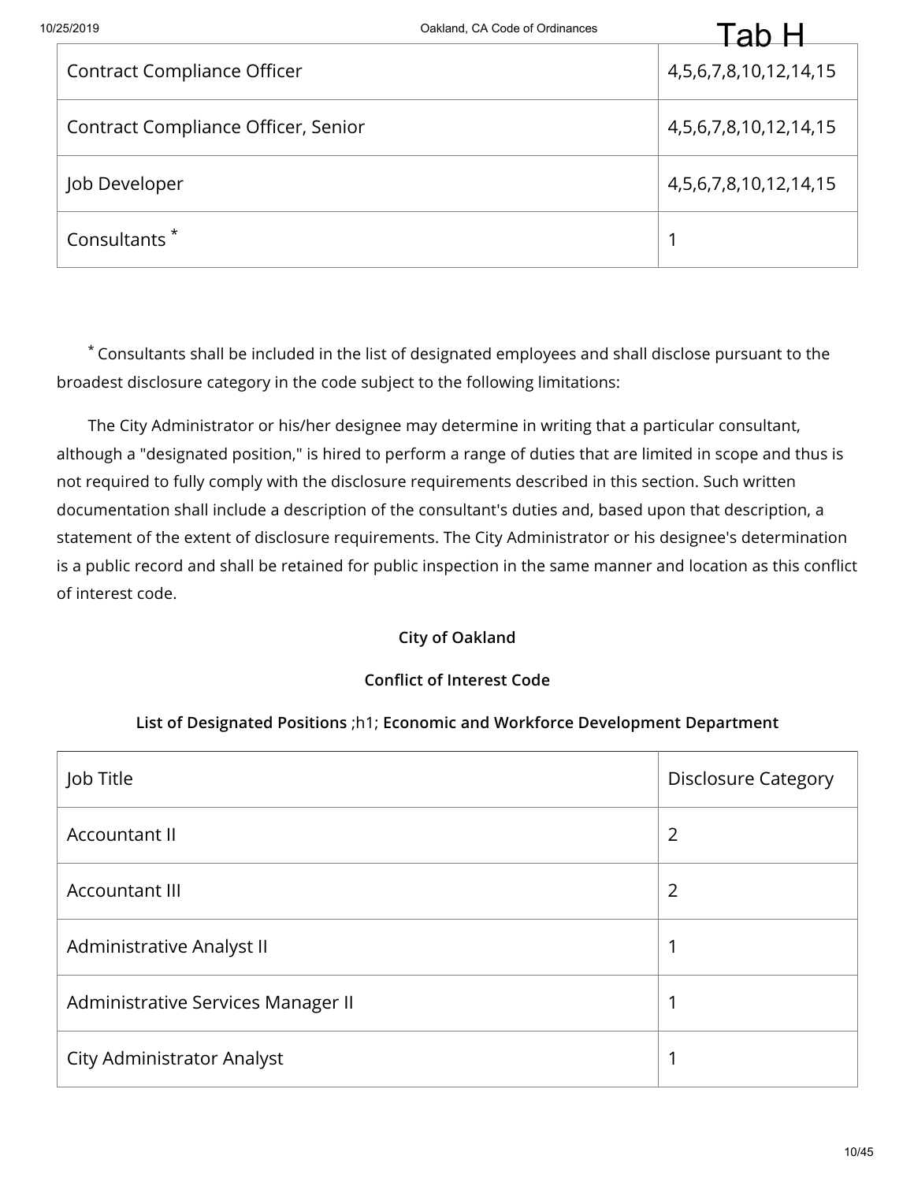| Contract Compliance Officer | 4,5,6,7,8,10,12,14,15 |
|---|---|
| Contract Compliance Officer, Senior | 4,5,6,7,8,10,12,14,15 |
| Job Developer | 4,5,6,7,8,10,12,14,15 |
| Consultants * | 1 |

* Consultants shall be included in the list of designated employees and shall disclose pursuant to the broadest disclosure category in the code subject to the following limitations:

The City Administrator or his/her designee may determine in writing that a particular consultant, although a "designated position," is hired to perform a range of duties that are limited in scope and thus is not required to fully comply with the disclosure requirements described in this section. Such written documentation shall include a description of the consultant's duties and, based upon that description, a statement of the extent of disclosure requirements. The City Administrator or his designee's determination is a public record and shall be retained for public inspection in the same manner and location as this conflict of interest code.

**City of Oakland**

**Conflict of Interest Code**

**List of Designated Positions** ;h1; **Economic and Workforce Development Department**

| Job Title | Disclosure Category |
|---|---|
| Accountant II | 2 |
| Accountant III | 2 |
| Administrative Analyst II | 1 |
| Administrative Services Manager II | 1 |
| City Administrator Analyst | 1 |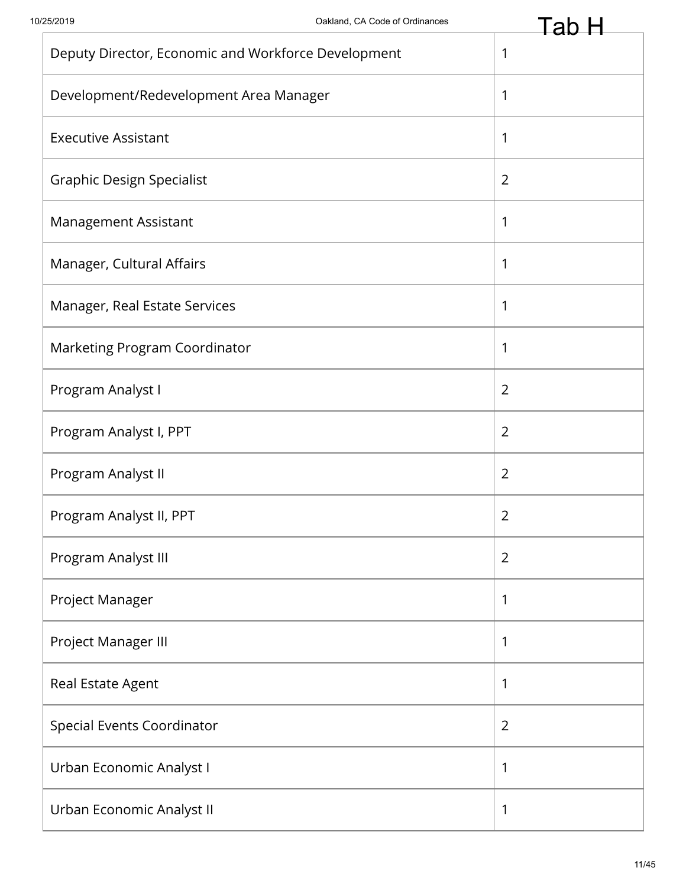| | |
|---|---|
| Deputy Director, Economic and Workforce Development | 1 |
| Development/Redevelopment Area Manager | 1 |
| Executive Assistant | 1 |
| Graphic Design Specialist | 2 |
| Management Assistant | 1 |
| Manager, Cultural Affairs | 1 |
| Manager, Real Estate Services | 1 |
| Marketing Program Coordinator | 1 |
| Program Analyst I | 2 |
| Program Analyst I, PPT | 2 |
| Program Analyst II | 2 |
| Program Analyst II, PPT | 2 |
| Program Analyst III | 2 |
| Project Manager | 1 |
| Project Manager III | 1 |
| Real Estate Agent | 1 |
| Special Events Coordinator | 2 |
| Urban Economic Analyst I | 1 |
| Urban Economic Analyst II | 1 |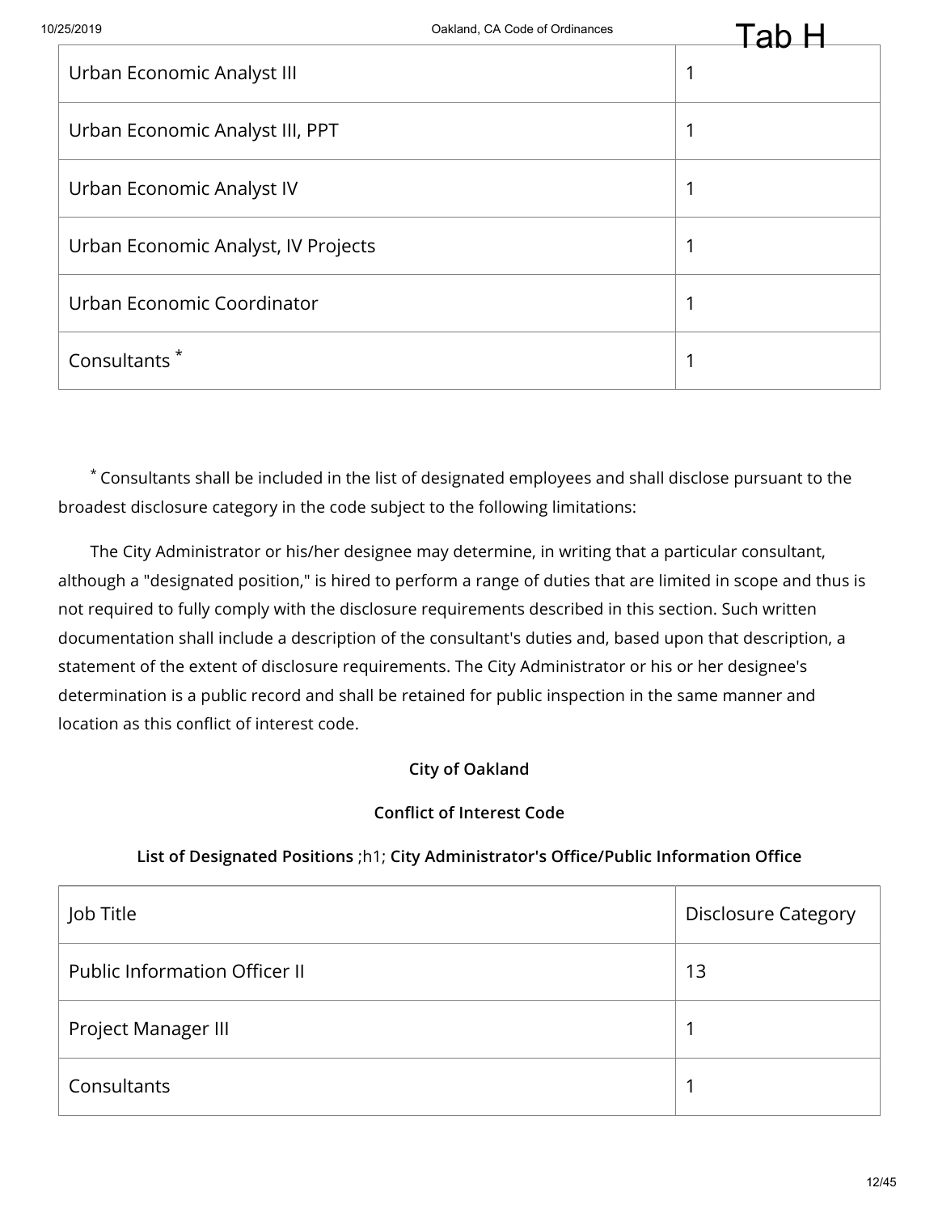| | |
|---|---|
| Urban Economic Analyst III | 1 |
| Urban Economic Analyst III, PPT | 1 |
| Urban Economic Analyst IV | 1 |
| Urban Economic Analyst, IV Projects | 1 |
| Urban Economic Coordinator | 1 |
| Consultants * | 1 |

* Consultants shall be included in the list of designated employees and shall disclose pursuant to the broadest disclosure category in the code subject to the following limitations:

The City Administrator or his/her designee may determine, in writing that a particular consultant, although a "designated position," is hired to perform a range of duties that are limited in scope and thus is not required to fully comply with the disclosure requirements described in this section. Such written documentation shall include a description of the consultant's duties and, based upon that description, a statement of the extent of disclosure requirements. The City Administrator or his or her designee's determination is a public record and shall be retained for public inspection in the same manner and location as this conflict of interest code.

**City of Oakland**

**Conflict of Interest Code**

**List of Designated Positions** ;h1; **City Administrator's Office/Public Information Office**

| Job Title | Disclosure Category |
|---|---|
| Public Information Officer II | 13 |
| Project Manager III | 1 |
| Consultants | 1 |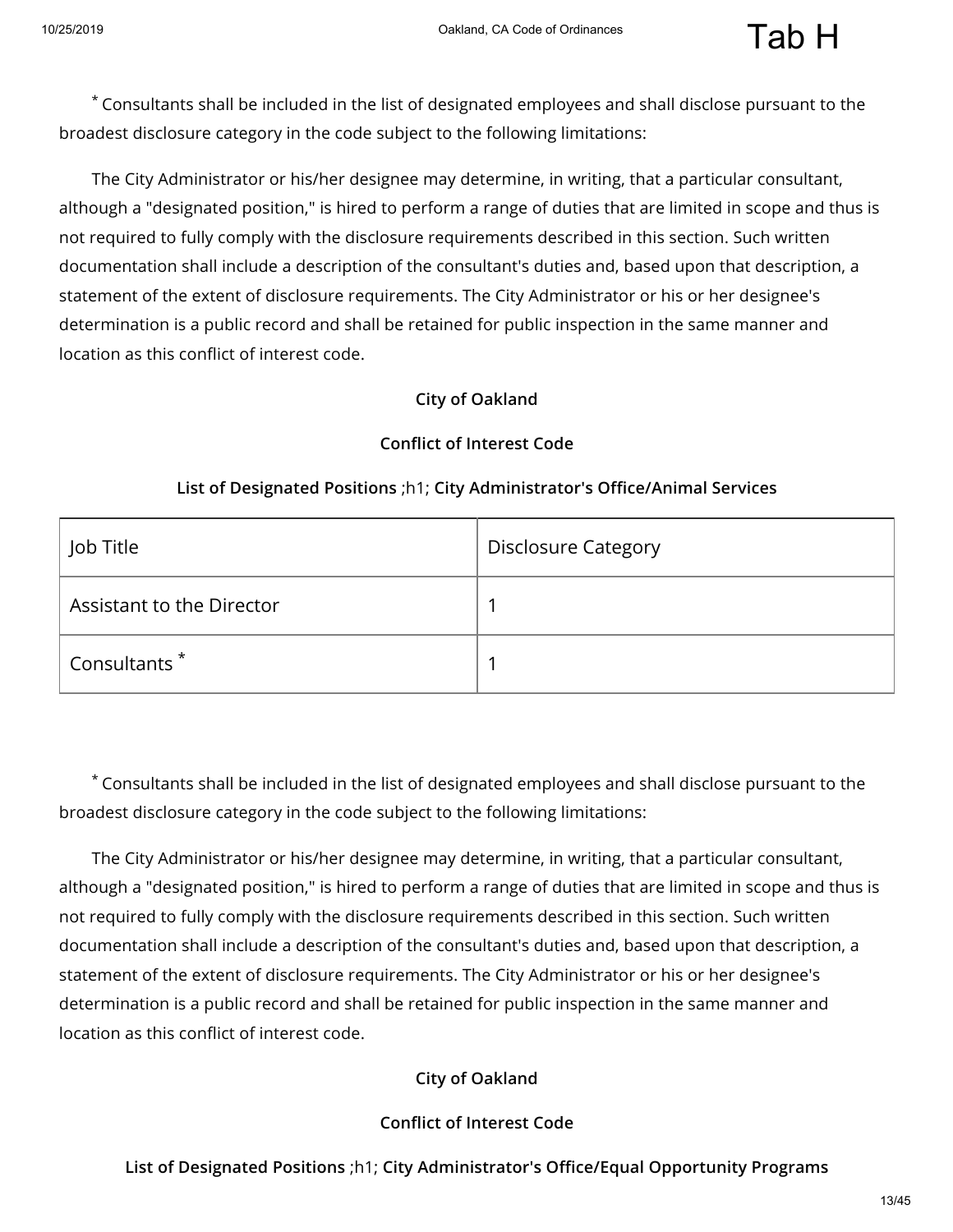* Consultants shall be included in the list of designated employees and shall disclose pursuant to the broadest disclosure category in the code subject to the following limitations:

The City Administrator or his/her designee may determine, in writing, that a particular consultant, although a "designated position," is hired to perform a range of duties that are limited in scope and thus is not required to fully comply with the disclosure requirements described in this section. Such written documentation shall include a description of the consultant's duties and, based upon that description, a statement of the extent of disclosure requirements. The City Administrator or his or her designee's determination is a public record and shall be retained for public inspection in the same manner and location as this conflict of interest code.

**City of Oakland**

**Conflict of Interest Code**

**List of Designated Positions** ;h1; **City Administrator's Office/Animal Services**

| Job Title | Disclosure Category |
|---|---|
| Assistant to the Director | 1 |
| Consultants * | 1 |

* Consultants shall be included in the list of designated employees and shall disclose pursuant to the broadest disclosure category in the code subject to the following limitations:

The City Administrator or his/her designee may determine, in writing, that a particular consultant, although a "designated position," is hired to perform a range of duties that are limited in scope and thus is not required to fully comply with the disclosure requirements described in this section. Such written documentation shall include a description of the consultant's duties and, based upon that description, a statement of the extent of disclosure requirements. The City Administrator or his or her designee's determination is a public record and shall be retained for public inspection in the same manner and location as this conflict of interest code.

**City of Oakland**

**Conflict of Interest Code**

**List of Designated Positions** ;h1; **City Administrator's Office/Equal Opportunity Programs**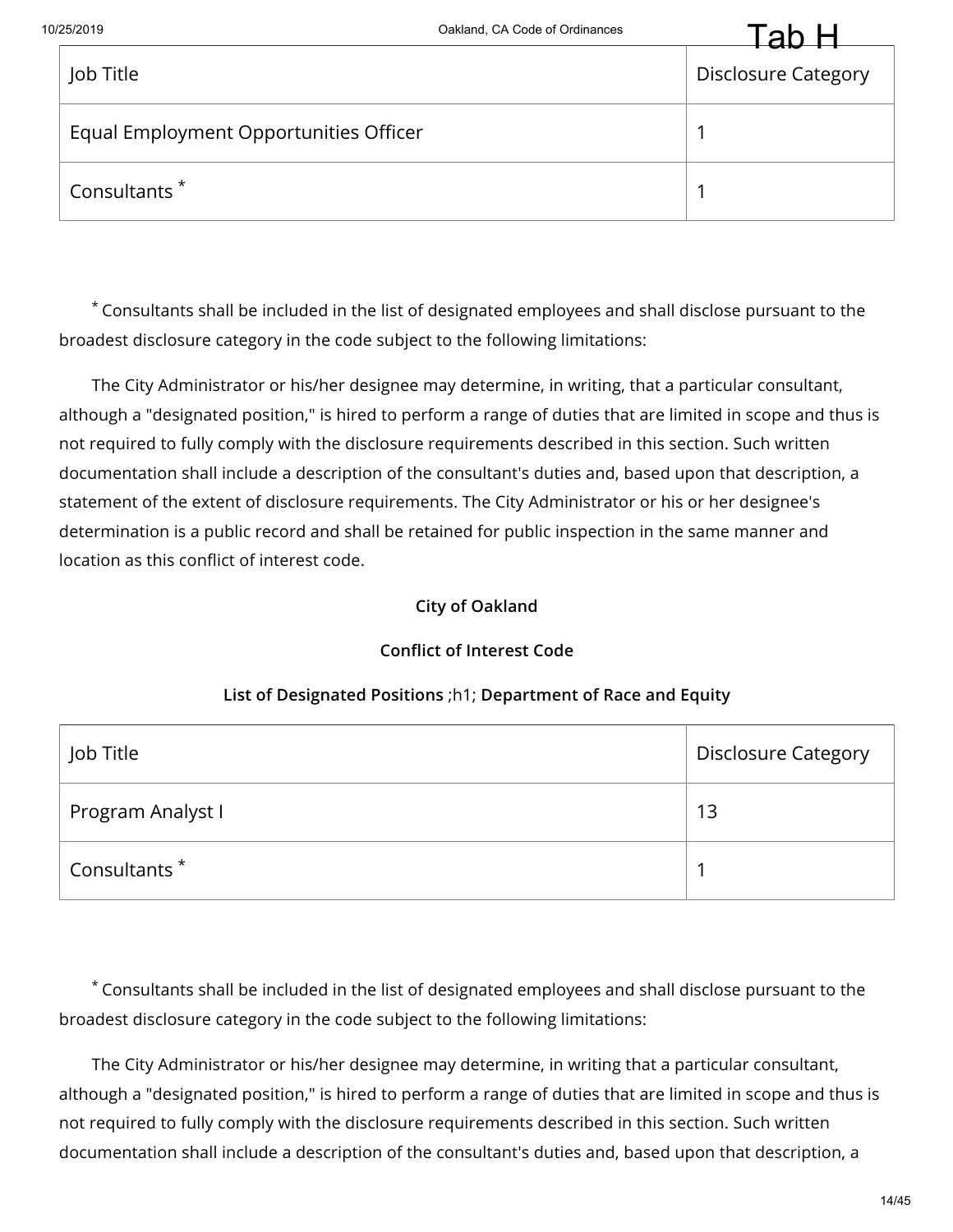| Job Title | Disclosure Category |
| --- | --- |
| Equal Employment Opportunities Officer | 1 |
| Consultants * | 1 |

* Consultants shall be included in the list of designated employees and shall disclose pursuant to the broadest disclosure category in the code subject to the following limitations:

The City Administrator or his/her designee may determine, in writing, that a particular consultant, although a "designated position," is hired to perform a range of duties that are limited in scope and thus is not required to fully comply with the disclosure requirements described in this section. Such written documentation shall include a description of the consultant's duties and, based upon that description, a statement of the extent of disclosure requirements. The City Administrator or his or her designee's determination is a public record and shall be retained for public inspection in the same manner and location as this conflict of interest code.

**City of Oakland**

**Conflict of Interest Code**

**List of Designated Positions** ;h1; **Department of Race and Equity**

| Job Title | Disclosure Category |
| --- | --- |
| Program Analyst I | 13 |
| Consultants * | 1 |

* Consultants shall be included in the list of designated employees and shall disclose pursuant to the broadest disclosure category in the code subject to the following limitations:

The City Administrator or his/her designee may determine, in writing that a particular consultant, although a "designated position," is hired to perform a range of duties that are limited in scope and thus is not required to fully comply with the disclosure requirements described in this section. Such written documentation shall include a description of the consultant's duties and, based upon that description, a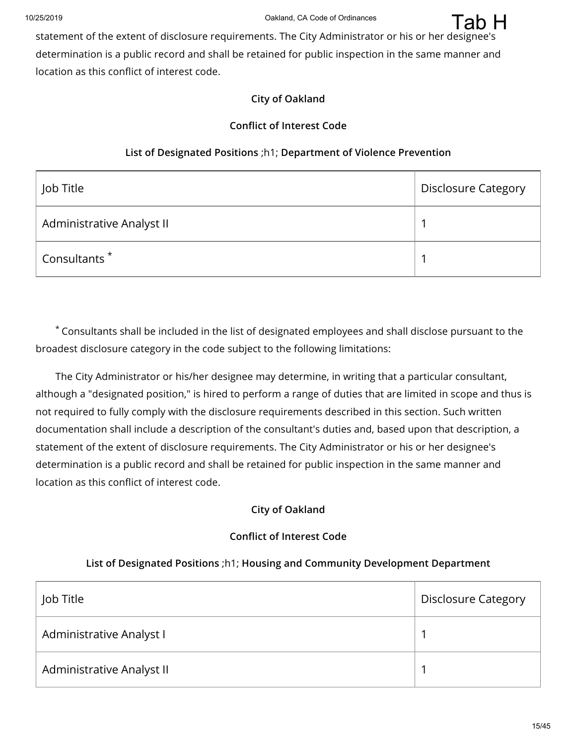statement of the extent of disclosure requirements. The City Administrator or his or her designee's determination is a public record and shall be retained for public inspection in the same manner and location as this conflict of interest code.

**City of Oakland**

**Conflict of Interest Code**

**List of Designated Positions** ;h1; **Department of Violence Prevention**

| Job Title | Disclosure Category |
|---|---|
| Administrative Analyst II | 1 |
| Consultants * | 1 |

* Consultants shall be included in the list of designated employees and shall disclose pursuant to the broadest disclosure category in the code subject to the following limitations:

The City Administrator or his/her designee may determine, in writing that a particular consultant, although a "designated position," is hired to perform a range of duties that are limited in scope and thus is not required to fully comply with the disclosure requirements described in this section. Such written documentation shall include a description of the consultant's duties and, based upon that description, a statement of the extent of disclosure requirements. The City Administrator or his or her designee's determination is a public record and shall be retained for public inspection in the same manner and location as this conflict of interest code.

**City of Oakland**

**Conflict of Interest Code**

**List of Designated Positions** ;h1; **Housing and Community Development Department**

| Job Title | Disclosure Category |
|---|---|
| Administrative Analyst I | 1 |
| Administrative Analyst II | 1 |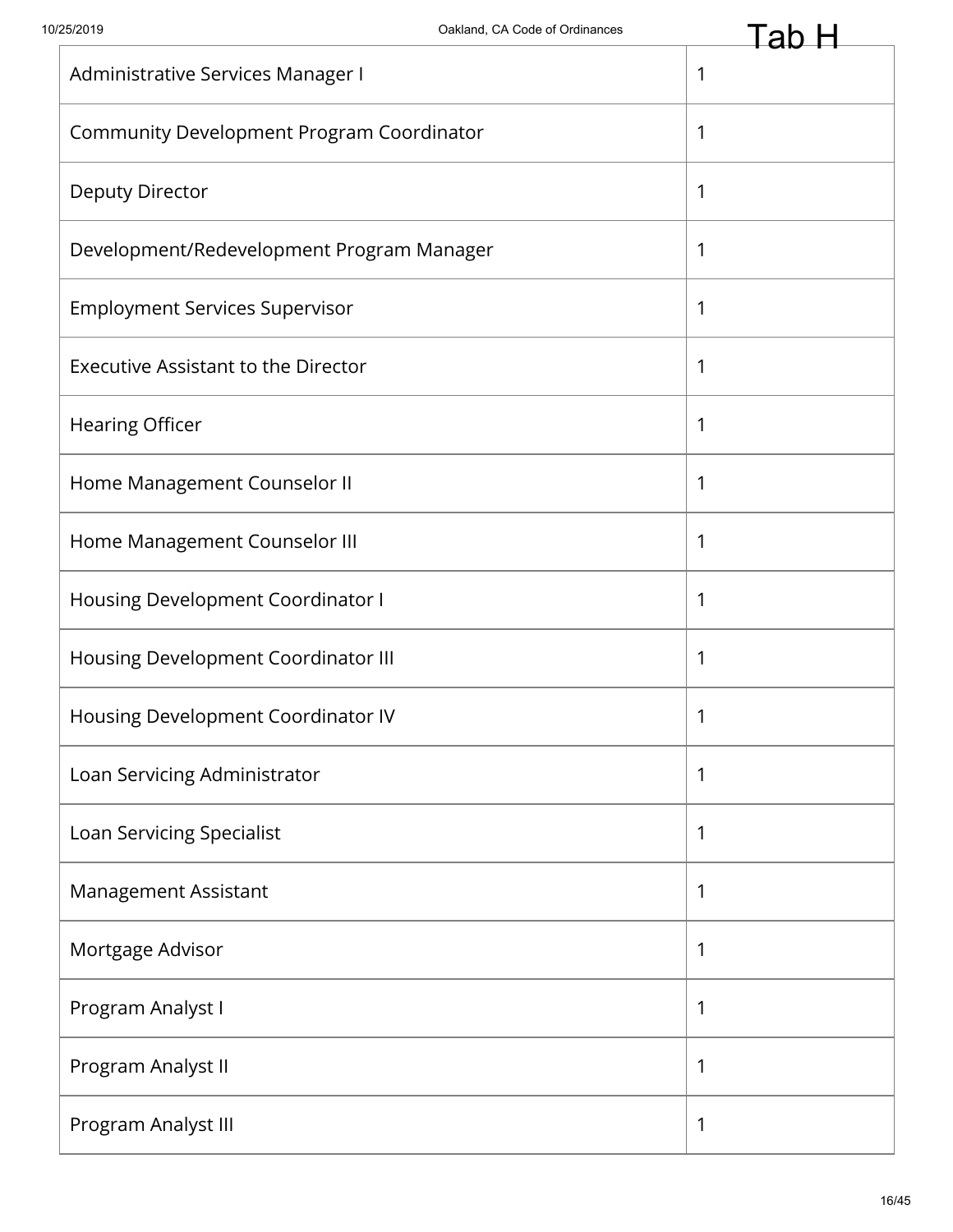| | |
|---|---|
| Administrative Services Manager I | 1 |
| Community Development Program Coordinator | 1 |
| Deputy Director | 1 |
| Development/Redevelopment Program Manager | 1 |
| Employment Services Supervisor | 1 |
| Executive Assistant to the Director | 1 |
| Hearing Officer | 1 |
| Home Management Counselor II | 1 |
| Home Management Counselor III | 1 |
| Housing Development Coordinator I | 1 |
| Housing Development Coordinator III | 1 |
| Housing Development Coordinator IV | 1 |
| Loan Servicing Administrator | 1 |
| Loan Servicing Specialist | 1 |
| Management Assistant | 1 |
| Mortgage Advisor | 1 |
| Program Analyst I | 1 |
| Program Analyst II | 1 |
| Program Analyst III | 1 |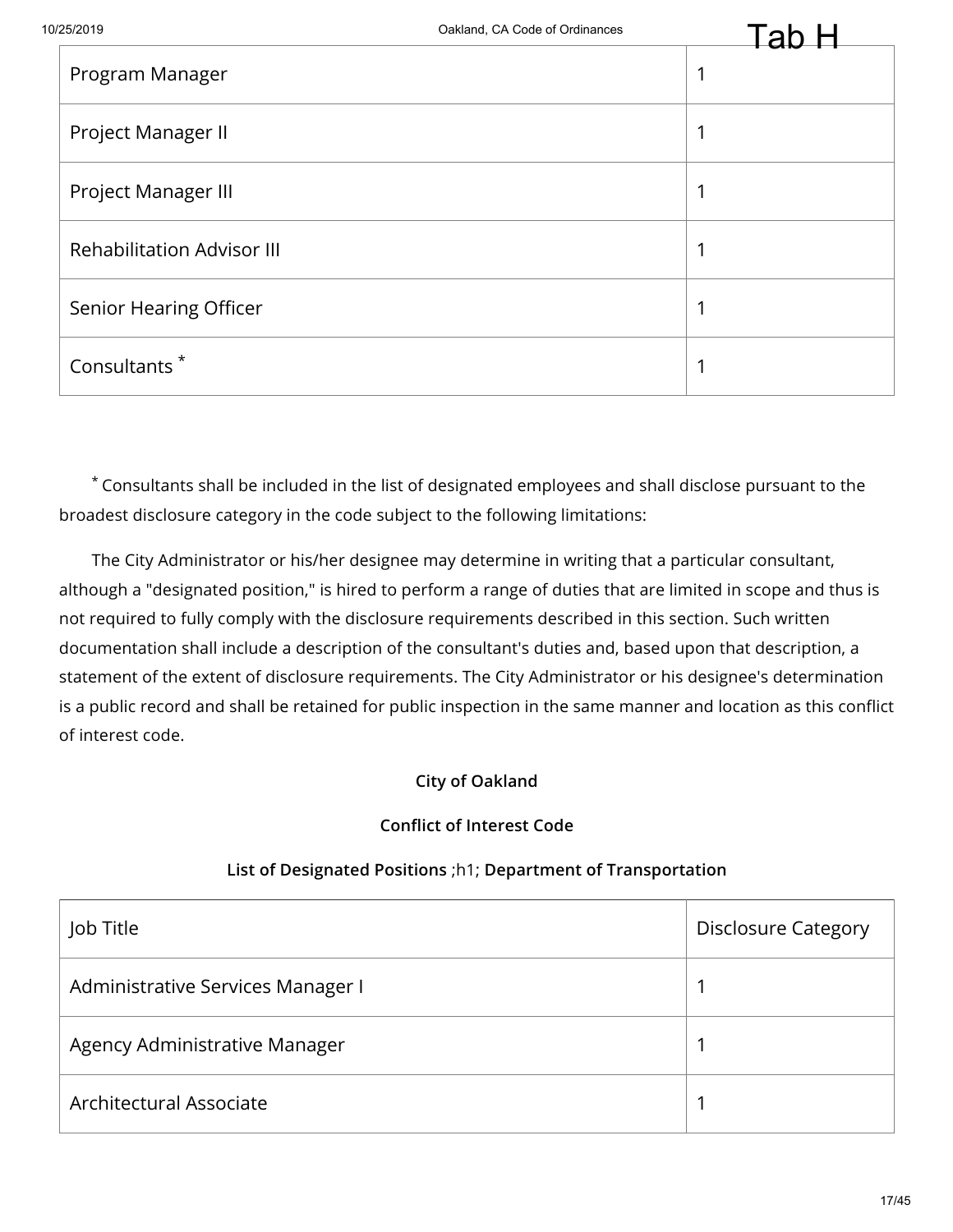| Program Manager | 1 |
|---|---|
| Project Manager II | 1 |
| Project Manager III | 1 |
| Rehabilitation Advisor III | 1 |
| Senior Hearing Officer | 1 |
| Consultants * | 1 |

* Consultants shall be included in the list of designated employees and shall disclose pursuant to the broadest disclosure category in the code subject to the following limitations:

The City Administrator or his/her designee may determine in writing that a particular consultant, although a "designated position," is hired to perform a range of duties that are limited in scope and thus is not required to fully comply with the disclosure requirements described in this section. Such written documentation shall include a description of the consultant's duties and, based upon that description, a statement of the extent of disclosure requirements. The City Administrator or his designee's determination is a public record and shall be retained for public inspection in the same manner and location as this conflict of interest code.

**City of Oakland**

**Conflict of Interest Code**

**List of Designated Positions** ;h1; **Department of Transportation**

| Job Title | Disclosure Category |
|---|---|
| Administrative Services Manager I | 1 |
| Agency Administrative Manager | 1 |
| Architectural Associate | 1 |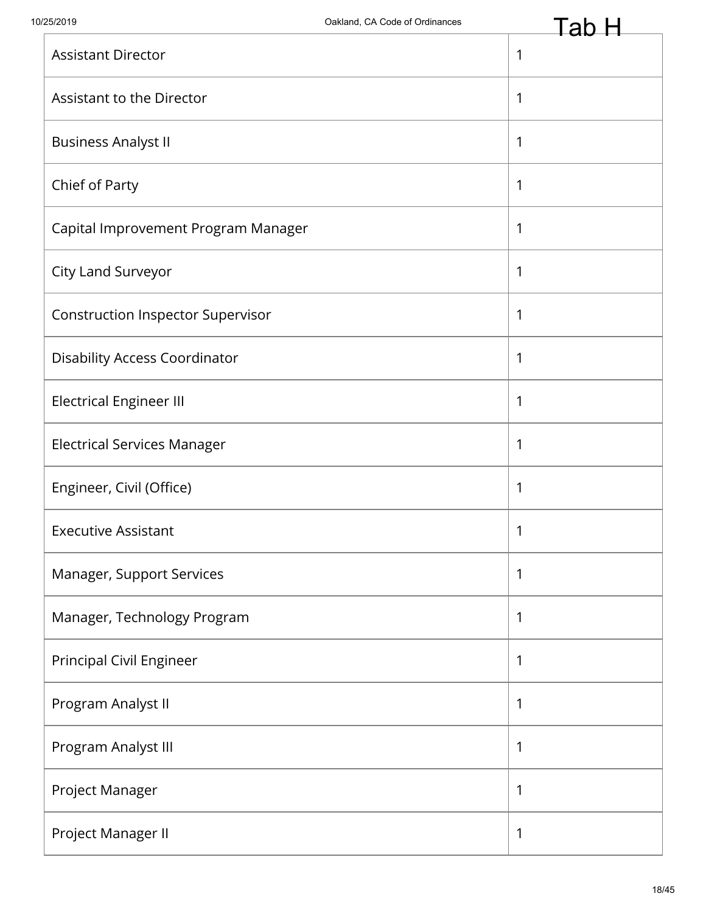Tab H

| | |
|---|---|
| Assistant Director | 1 |
| Assistant to the Director | 1 |
| Business Analyst II | 1 |
| Chief of Party | 1 |
| Capital Improvement Program Manager | 1 |
| City Land Surveyor | 1 |
| Construction Inspector Supervisor | 1 |
| Disability Access Coordinator | 1 |
| Electrical Engineer III | 1 |
| Electrical Services Manager | 1 |
| Engineer, Civil (Office) | 1 |
| Executive Assistant | 1 |
| Manager, Support Services | 1 |
| Manager, Technology Program | 1 |
| Principal Civil Engineer | 1 |
| Program Analyst II | 1 |
| Program Analyst III | 1 |
| Project Manager | 1 |
| Project Manager II | 1 |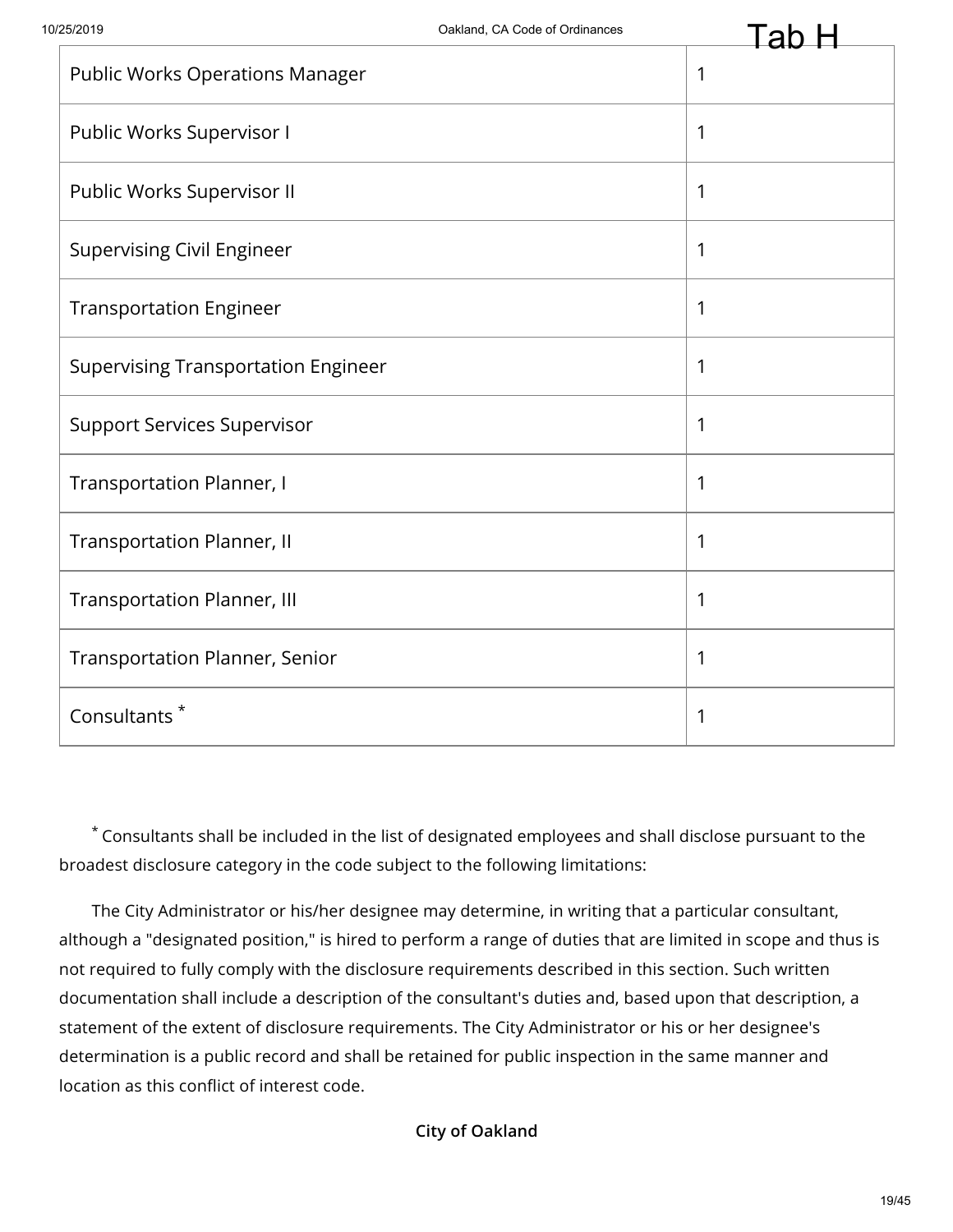| Public Works Operations Manager | 1 |
|---|---|
| Public Works Supervisor I | 1 |
| Public Works Supervisor II | 1 |
| Supervising Civil Engineer | 1 |
| Transportation Engineer | 1 |
| Supervising Transportation Engineer | 1 |
| Support Services Supervisor | 1 |
| Transportation Planner, I | 1 |
| Transportation Planner, II | 1 |
| Transportation Planner, III | 1 |
| Transportation Planner, Senior | 1 |
| Consultants * | 1 |

* Consultants shall be included in the list of designated employees and shall disclose pursuant to the broadest disclosure category in the code subject to the following limitations:

The City Administrator or his/her designee may determine, in writing that a particular consultant, although a "designated position," is hired to perform a range of duties that are limited in scope and thus is not required to fully comply with the disclosure requirements described in this section. Such written documentation shall include a description of the consultant's duties and, based upon that description, a statement of the extent of disclosure requirements. The City Administrator or his or her designee's determination is a public record and shall be retained for public inspection in the same manner and location as this conflict of interest code.

**City of Oakland**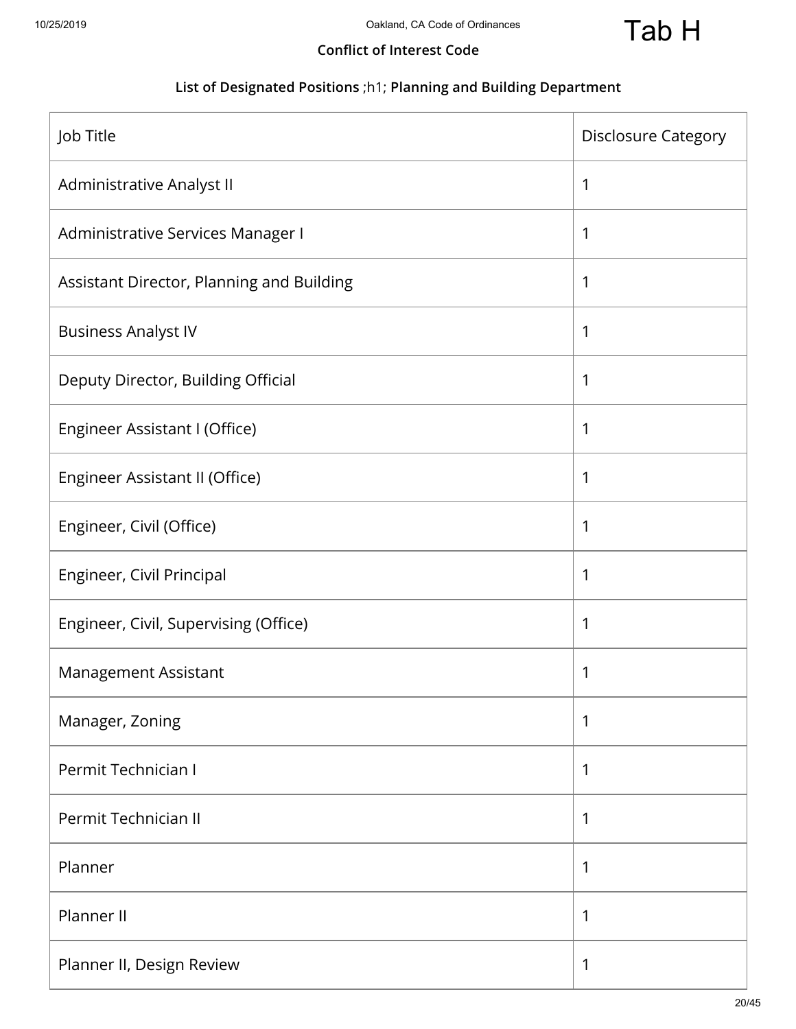Tab H

**Conflict of Interest Code**

**List of Designated Positions** ;h1; **Planning and Building Department**

| Job Title | Disclosure Category |
| --- | --- |
| Administrative Analyst II | 1 |
| Administrative Services Manager I | 1 |
| Assistant Director, Planning and Building | 1 |
| Business Analyst IV | 1 |
| Deputy Director, Building Official | 1 |
| Engineer Assistant I (Office) | 1 |
| Engineer Assistant II (Office) | 1 |
| Engineer, Civil (Office) | 1 |
| Engineer, Civil Principal | 1 |
| Engineer, Civil, Supervising (Office) | 1 |
| Management Assistant | 1 |
| Manager, Zoning | 1 |
| Permit Technician I | 1 |
| Permit Technician II | 1 |
| Planner | 1 |
| Planner II | 1 |
| Planner II, Design Review | 1 |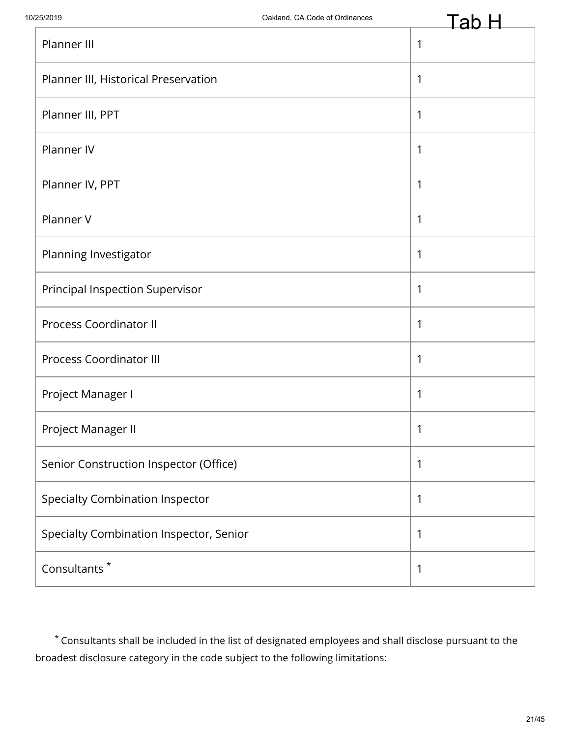| | |
|---|---|
| Planner III | 1 |
| Planner III, Historical Preservation | 1 |
| Planner III, PPT | 1 |
| Planner IV | 1 |
| Planner IV, PPT | 1 |
| Planner V | 1 |
| Planning Investigator | 1 |
| Principal Inspection Supervisor | 1 |
| Process Coordinator II | 1 |
| Process Coordinator III | 1 |
| Project Manager I | 1 |
| Project Manager II | 1 |
| Senior Construction Inspector (Office) | 1 |
| Specialty Combination Inspector | 1 |
| Specialty Combination Inspector, Senior | 1 |
| Consultants [*] | 1 |

[*] Consultants shall be included in the list of designated employees and shall disclose pursuant to the broadest disclosure category in the code subject to the following limitations: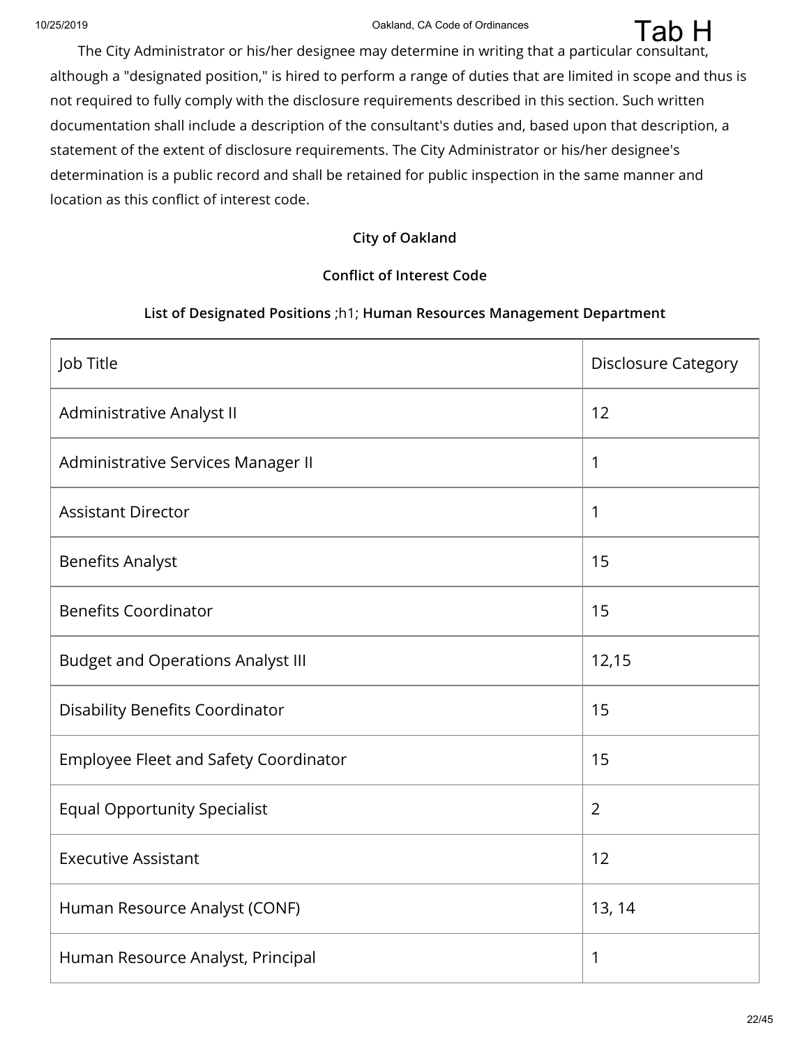The City Administrator or his/her designee may determine in writing that a particular consultant, although a "designated position," is hired to perform a range of duties that are limited in scope and thus is not required to fully comply with the disclosure requirements described in this section. Such written documentation shall include a description of the consultant's duties and, based upon that description, a statement of the extent of disclosure requirements. The City Administrator or his/her designee's determination is a public record and shall be retained for public inspection in the same manner and location as this conflict of interest code.

**City of Oakland**

**Conflict of Interest Code**

**List of Designated Positions** ;h1; **Human Resources Management Department**

| Job Title | Disclosure Category |
|---|---|
| Administrative Analyst II | 12 |
| Administrative Services Manager II | 1 |
| Assistant Director | 1 |
| Benefits Analyst | 15 |
| Benefits Coordinator | 15 |
| Budget and Operations Analyst III | 12,15 |
| Disability Benefits Coordinator | 15 |
| Employee Fleet and Safety Coordinator | 15 |
| Equal Opportunity Specialist | 2 |
| Executive Assistant | 12 |
| Human Resource Analyst (CONF) | 13, 14 |
| Human Resource Analyst, Principal | 1 |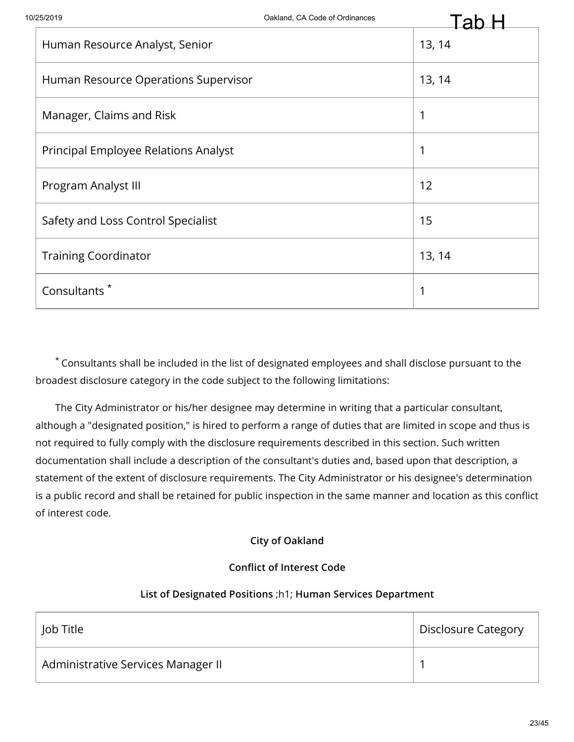| Human Resource Analyst, Senior | 13, 14 |
| --- | --- |
| Human Resource Operations Supervisor | 13, 14 |
| Manager, Claims and Risk | 1 |
| Principal Employee Relations Analyst | 1 |
| Program Analyst III | 12 |
| Safety and Loss Control Specialist | 15 |
| Training Coordinator | 13, 14 |
| Consultants * | 1 |

* Consultants shall be included in the list of designated employees and shall disclose pursuant to the broadest disclosure category in the code subject to the following limitations:

The City Administrator or his/her designee may determine in writing that a particular consultant, although a "designated position," is hired to perform a range of duties that are limited in scope and thus is not required to fully comply with the disclosure requirements described in this section. Such written documentation shall include a description of the consultant's duties and, based upon that description, a statement of the extent of disclosure requirements. The City Administrator or his designee's determination is a public record and shall be retained for public inspection in the same manner and location as this conflict of interest code.

**City of Oakland**

**Conflict of Interest Code**

**List of Designated Positions** ;h1; **Human Services Department**

| Job Title | Disclosure Category |
| --- | --- |
| Administrative Services Manager II | 1 |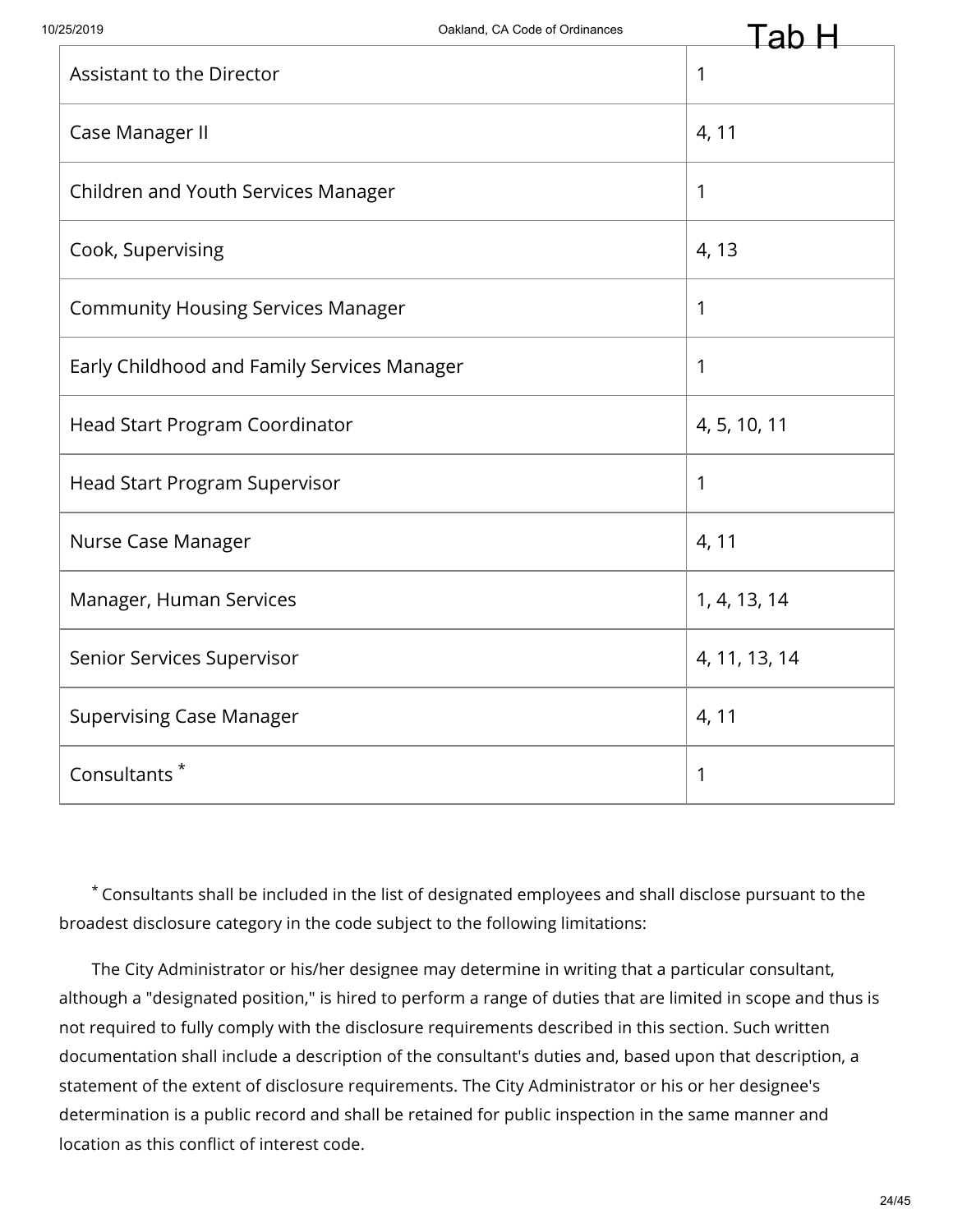| Assistant to the Director | 1 |
| --- | --- |
| Case Manager II | 4, 11 |
| Children and Youth Services Manager | 1 |
| Cook, Supervising | 4, 13 |
| Community Housing Services Manager | 1 |
| Early Childhood and Family Services Manager | 1 |
| Head Start Program Coordinator | 4, 5, 10, 11 |
| Head Start Program Supervisor | 1 |
| Nurse Case Manager | 4, 11 |
| Manager, Human Services | 1, 4, 13, 14 |
| Senior Services Supervisor | 4, 11, 13, 14 |
| Supervising Case Manager | 4, 11 |
| Consultants * | 1 |

* Consultants shall be included in the list of designated employees and shall disclose pursuant to the broadest disclosure category in the code subject to the following limitations:

The City Administrator or his/her designee may determine in writing that a particular consultant, although a "designated position," is hired to perform a range of duties that are limited in scope and thus is not required to fully comply with the disclosure requirements described in this section. Such written documentation shall include a description of the consultant's duties and, based upon that description, a statement of the extent of disclosure requirements. The City Administrator or his or her designee's determination is a public record and shall be retained for public inspection in the same manner and location as this conflict of interest code.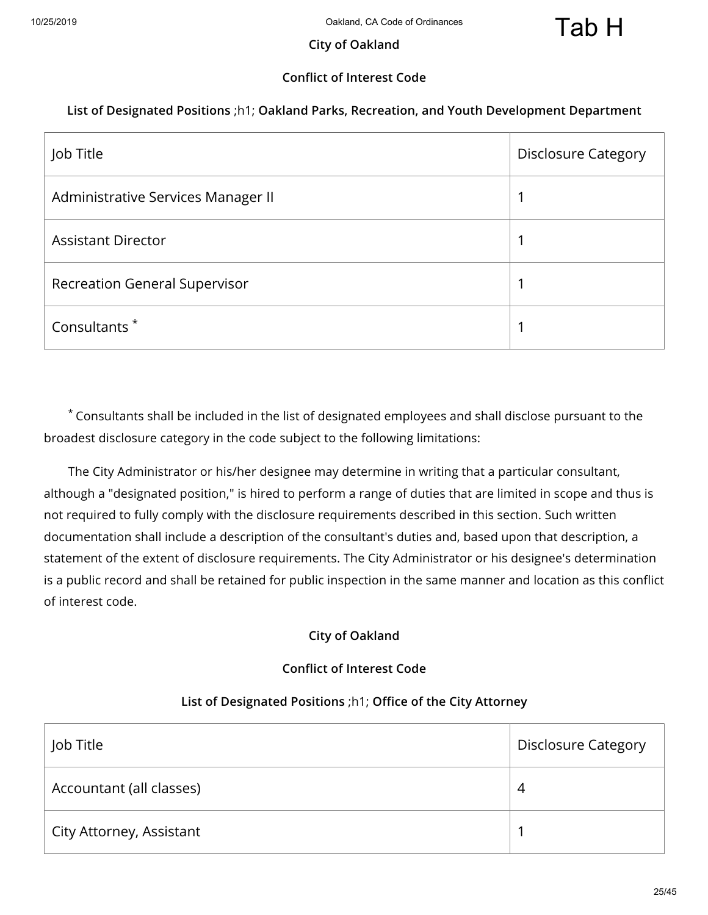Tab H

**City of Oakland**

**Conflict of Interest Code**

**List of Designated Positions** ;h1; **Oakland Parks, Recreation, and Youth Development Department**

| Job Title | Disclosure Category |
|---|---|
| Administrative Services Manager II | 1 |
| Assistant Director | 1 |
| Recreation General Supervisor | 1 |
| Consultants * | 1 |

* Consultants shall be included in the list of designated employees and shall disclose pursuant to the broadest disclosure category in the code subject to the following limitations:

The City Administrator or his/her designee may determine in writing that a particular consultant, although a "designated position," is hired to perform a range of duties that are limited in scope and thus is not required to fully comply with the disclosure requirements described in this section. Such written documentation shall include a description of the consultant's duties and, based upon that description, a statement of the extent of disclosure requirements. The City Administrator or his designee's determination is a public record and shall be retained for public inspection in the same manner and location as this conflict of interest code.

**City of Oakland**

**Conflict of Interest Code**

**List of Designated Positions** ;h1; **Office of the City Attorney**

| Job Title | Disclosure Category |
|---|---|
| Accountant (all classes) | 4 |
| City Attorney, Assistant | 1 |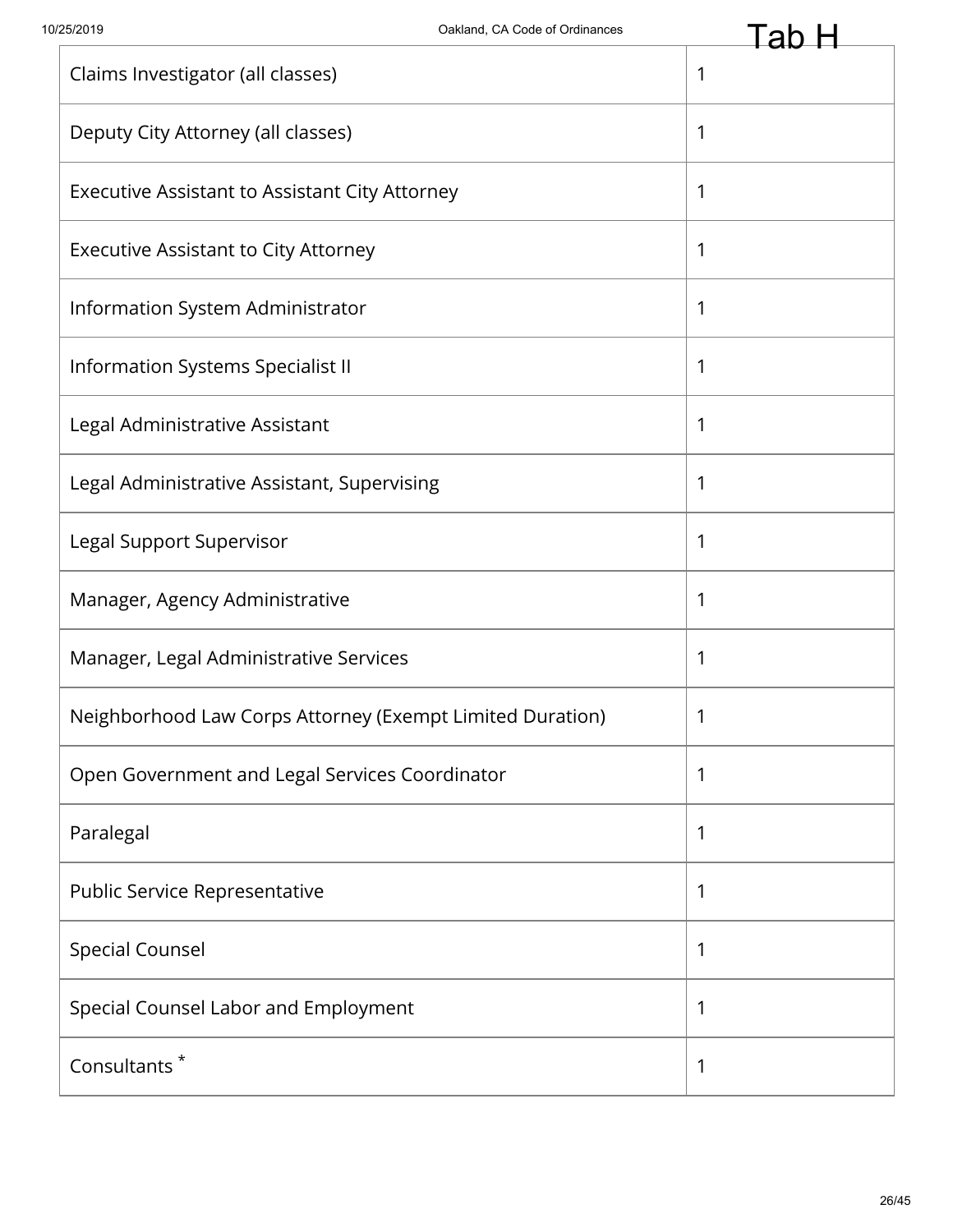| | |
|---|---|
| Claims Investigator (all classes) | 1 |
| Deputy City Attorney (all classes) | 1 |
| Executive Assistant to Assistant City Attorney | 1 |
| Executive Assistant to City Attorney | 1 |
| Information System Administrator | 1 |
| Information Systems Specialist II | 1 |
| Legal Administrative Assistant | 1 |
| Legal Administrative Assistant, Supervising | 1 |
| Legal Support Supervisor | 1 |
| Manager, Agency Administrative | 1 |
| Manager, Legal Administrative Services | 1 |
| Neighborhood Law Corps Attorney (Exempt Limited Duration) | 1 |
| Open Government and Legal Services Coordinator | 1 |
| Paralegal | 1 |
| Public Service Representative | 1 |
| Special Counsel | 1 |
| Special Counsel Labor and Employment | 1 |
| Consultants * | 1 |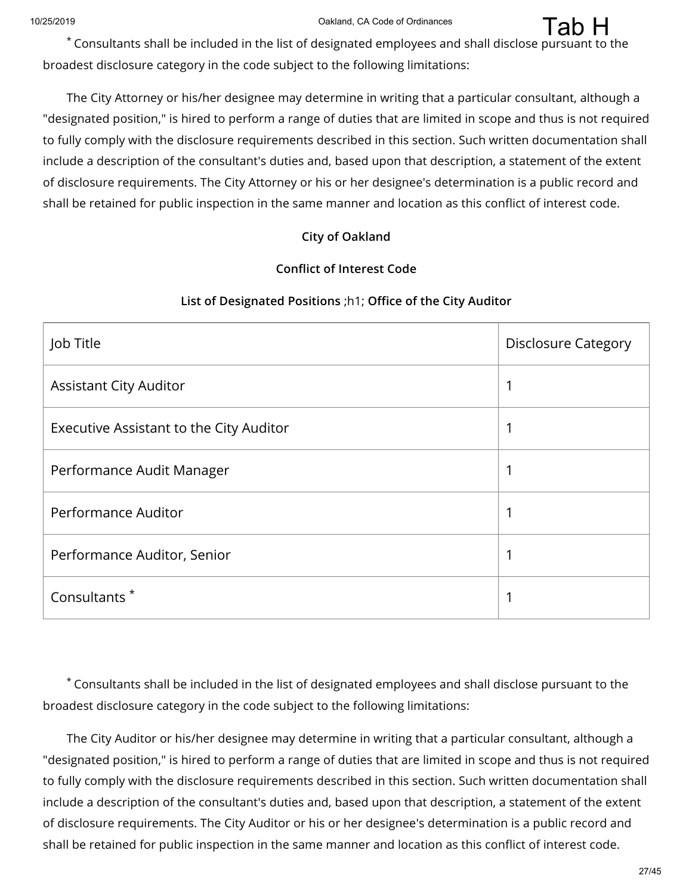* Consultants shall be included in the list of designated employees and shall disclose pursuant to the broadest disclosure category in the code subject to the following limitations:

The City Attorney or his/her designee may determine in writing that a particular consultant, although a "designated position," is hired to perform a range of duties that are limited in scope and thus is not required to fully comply with the disclosure requirements described in this section. Such written documentation shall include a description of the consultant's duties and, based upon that description, a statement of the extent of disclosure requirements. The City Attorney or his or her designee's determination is a public record and shall be retained for public inspection in the same manner and location as this conflict of interest code.

**City of Oakland**

**Conflict of Interest Code**

**List of Designated Positions** ;h1; **Office of the City Auditor**

| Job Title | Disclosure Category |
| --- | --- |
| Assistant City Auditor | 1 |
| Executive Assistant to the City Auditor | 1 |
| Performance Audit Manager | 1 |
| Performance Auditor | 1 |
| Performance Auditor, Senior | 1 |
| Consultants * | 1 |

* Consultants shall be included in the list of designated employees and shall disclose pursuant to the broadest disclosure category in the code subject to the following limitations:

The City Auditor or his/her designee may determine in writing that a particular consultant, although a "designated position," is hired to perform a range of duties that are limited in scope and thus is not required to fully comply with the disclosure requirements described in this section. Such written documentation shall include a description of the consultant's duties and, based upon that description, a statement of the extent of disclosure requirements. The City Auditor or his or her designee's determination is a public record and shall be retained for public inspection in the same manner and location as this conflict of interest code.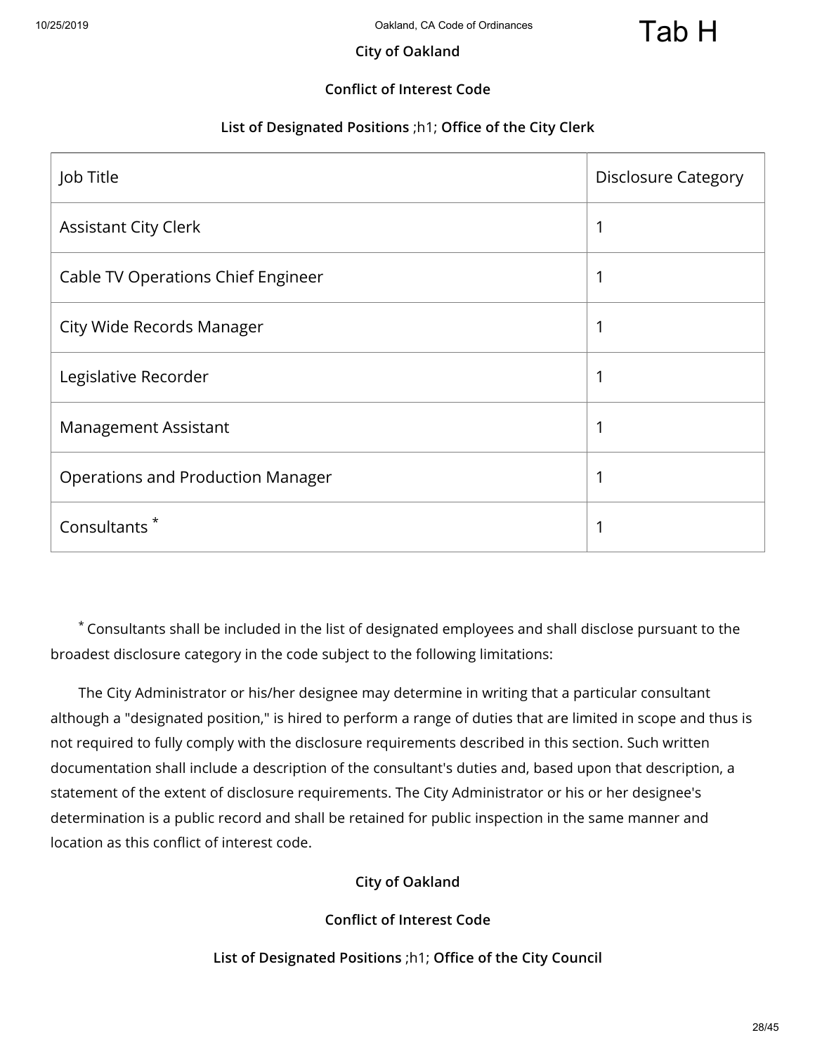**City of Oakland**

**Conflict of Interest Code**

**List of Designated Positions** ;h1; **Office of the City Clerk**

| Job Title | Disclosure Category |
|---|---|
| Assistant City Clerk | 1 |
| Cable TV Operations Chief Engineer | 1 |
| City Wide Records Manager | 1 |
| Legislative Recorder | 1 |
| Management Assistant | 1 |
| Operations and Production Manager | 1 |
| Consultants * | 1 |

* Consultants shall be included in the list of designated employees and shall disclose pursuant to the broadest disclosure category in the code subject to the following limitations:

The City Administrator or his/her designee may determine in writing that a particular consultant although a "designated position," is hired to perform a range of duties that are limited in scope and thus is not required to fully comply with the disclosure requirements described in this section. Such written documentation shall include a description of the consultant's duties and, based upon that description, a statement of the extent of disclosure requirements. The City Administrator or his or her designee's determination is a public record and shall be retained for public inspection in the same manner and location as this conflict of interest code.

**City of Oakland**

**Conflict of Interest Code**

**List of Designated Positions** ;h1; **Office of the City Council**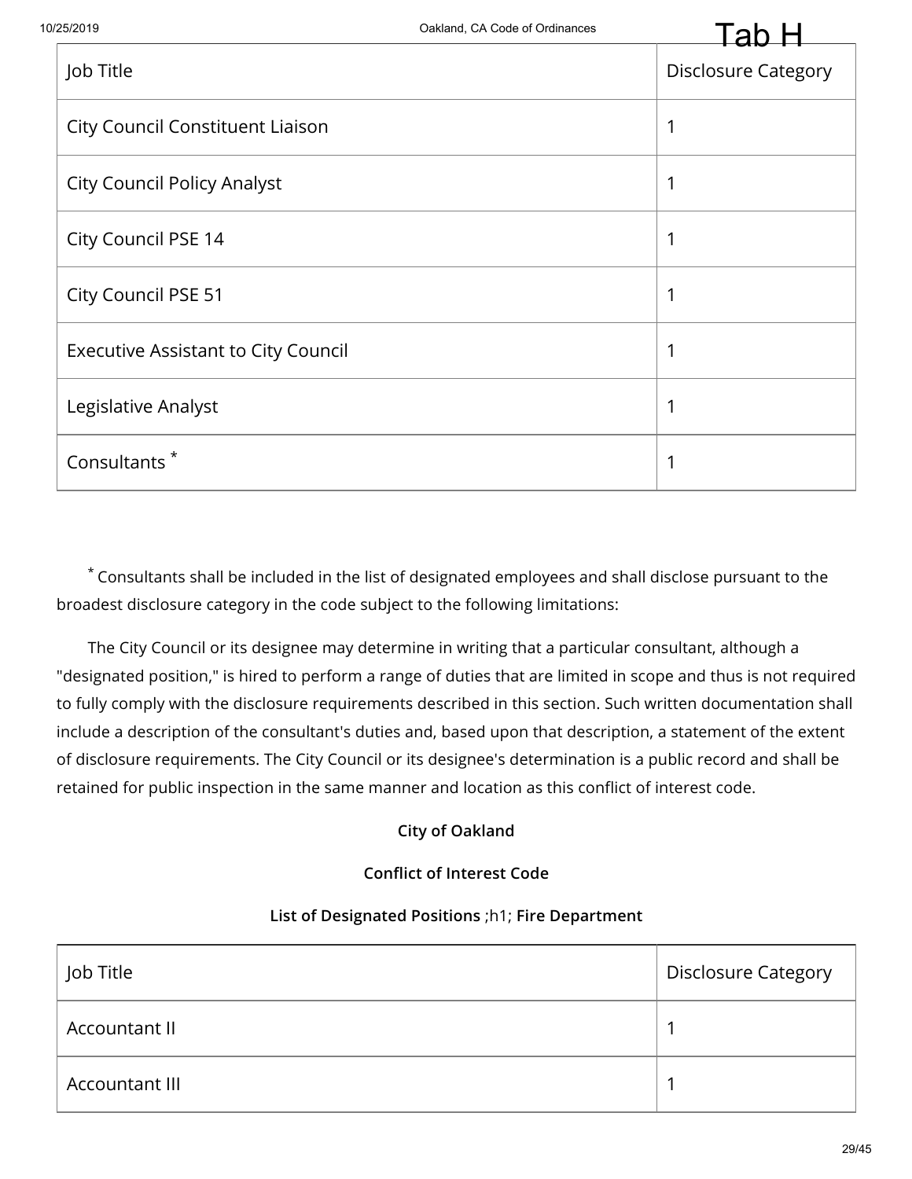| Job Title | Disclosure Category |
| --- | --- |
| City Council Constituent Liaison | 1 |
| City Council Policy Analyst | 1 |
| City Council PSE 14 | 1 |
| City Council PSE 51 | 1 |
| Executive Assistant to City Council | 1 |
| Legislative Analyst | 1 |
| Consultants * | 1 |

\* Consultants shall be included in the list of designated employees and shall disclose pursuant to the broadest disclosure category in the code subject to the following limitations:

The City Council or its designee may determine in writing that a particular consultant, although a "designated position," is hired to perform a range of duties that are limited in scope and thus is not required to fully comply with the disclosure requirements described in this section. Such written documentation shall include a description of the consultant's duties and, based upon that description, a statement of the extent of disclosure requirements. The City Council or its designee's determination is a public record and shall be retained for public inspection in the same manner and location as this conflict of interest code.

**City of Oakland**

**Conflict of Interest Code**

**List of Designated Positions** ;h1; **Fire Department**

| Job Title | Disclosure Category |
| --- | --- |
| Accountant II | 1 |
| Accountant III | 1 |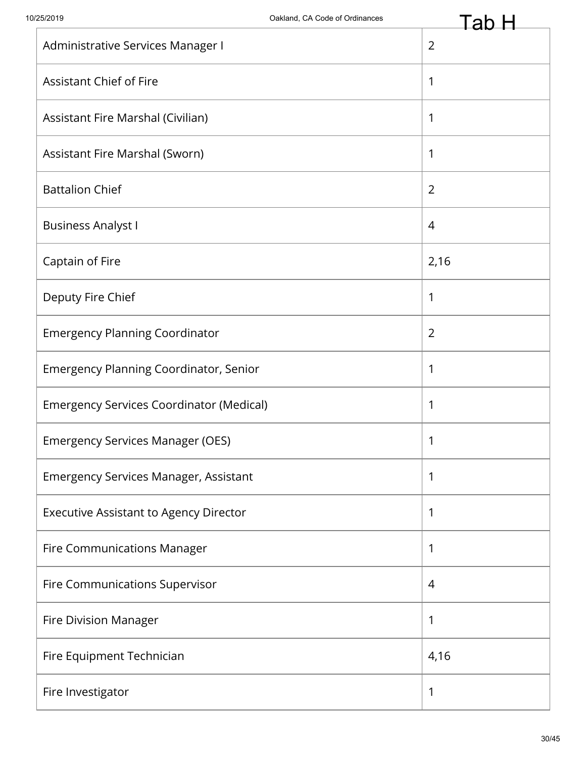| | |
|---|---|
| Administrative Services Manager I | 2 |
| Assistant Chief of Fire | 1 |
| Assistant Fire Marshal (Civilian) | 1 |
| Assistant Fire Marshal (Sworn) | 1 |
| Battalion Chief | 2 |
| Business Analyst I | 4 |
| Captain of Fire | 2,16 |
| Deputy Fire Chief | 1 |
| Emergency Planning Coordinator | 2 |
| Emergency Planning Coordinator, Senior | 1 |
| Emergency Services Coordinator (Medical) | 1 |
| Emergency Services Manager (OES) | 1 |
| Emergency Services Manager, Assistant | 1 |
| Executive Assistant to Agency Director | 1 |
| Fire Communications Manager | 1 |
| Fire Communications Supervisor | 4 |
| Fire Division Manager | 1 |
| Fire Equipment Technician | 4,16 |
| Fire Investigator | 1 |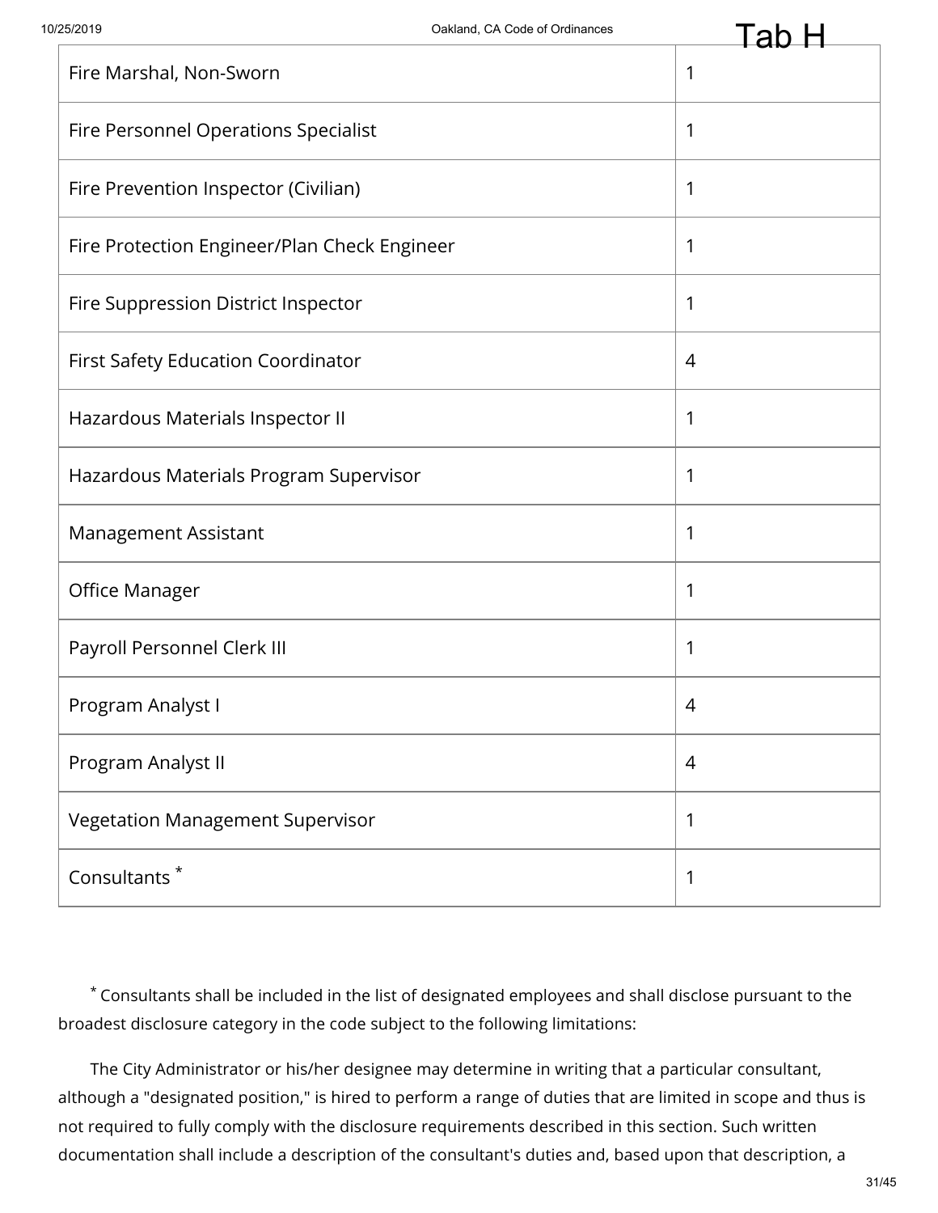| | |
|---|---|
| Fire Marshal, Non-Sworn | 1 |
| Fire Personnel Operations Specialist | 1 |
| Fire Prevention Inspector (Civilian) | 1 |
| Fire Protection Engineer/Plan Check Engineer | 1 |
| Fire Suppression District Inspector | 1 |
| First Safety Education Coordinator | 4 |
| Hazardous Materials Inspector II | 1 |
| Hazardous Materials Program Supervisor | 1 |
| Management Assistant | 1 |
| Office Manager | 1 |
| Payroll Personnel Clerk III | 1 |
| Program Analyst I | 4 |
| Program Analyst II | 4 |
| Vegetation Management Supervisor | 1 |
| Consultants * | 1 |

* Consultants shall be included in the list of designated employees and shall disclose pursuant to the broadest disclosure category in the code subject to the following limitations:

The City Administrator or his/her designee may determine in writing that a particular consultant, although a "designated position," is hired to perform a range of duties that are limited in scope and thus is not required to fully comply with the disclosure requirements described in this section. Such written documentation shall include a description of the consultant's duties and, based upon that description, a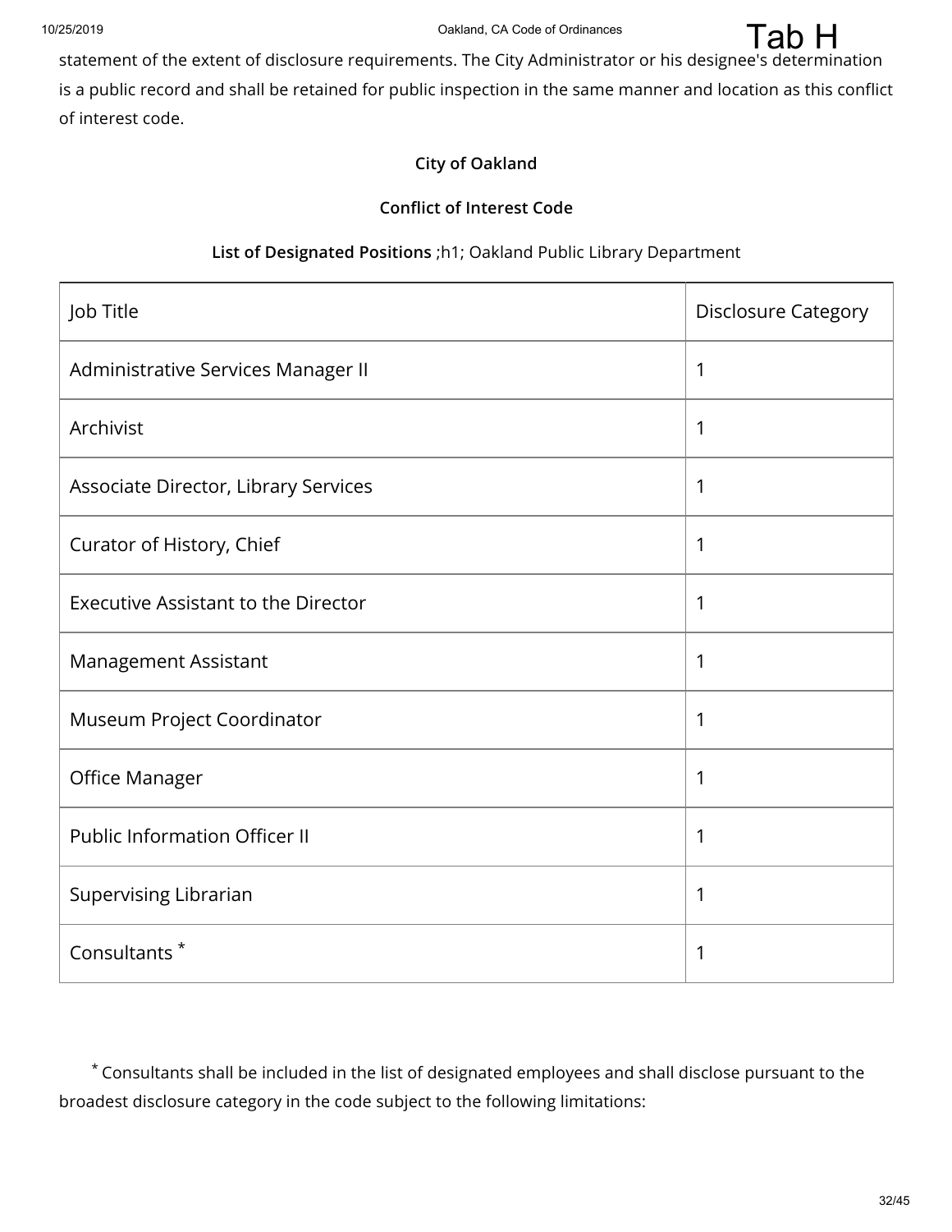statement of the extent of disclosure requirements. The City Administrator or his designee's determination is a public record and shall be retained for public inspection in the same manner and location as this conflict of interest code.

**City of Oakland**

**Conflict of Interest Code**

**List of Designated Positions** ;h1; Oakland Public Library Department

| Job Title | Disclosure Category |
|---|---|
| Administrative Services Manager II | 1 |
| Archivist | 1 |
| Associate Director, Library Services | 1 |
| Curator of History, Chief | 1 |
| Executive Assistant to the Director | 1 |
| Management Assistant | 1 |
| Museum Project Coordinator | 1 |
| Office Manager | 1 |
| Public Information Officer II | 1 |
| Supervising Librarian | 1 |
| Consultants * | 1 |

* Consultants shall be included in the list of designated employees and shall disclose pursuant to the broadest disclosure category in the code subject to the following limitations: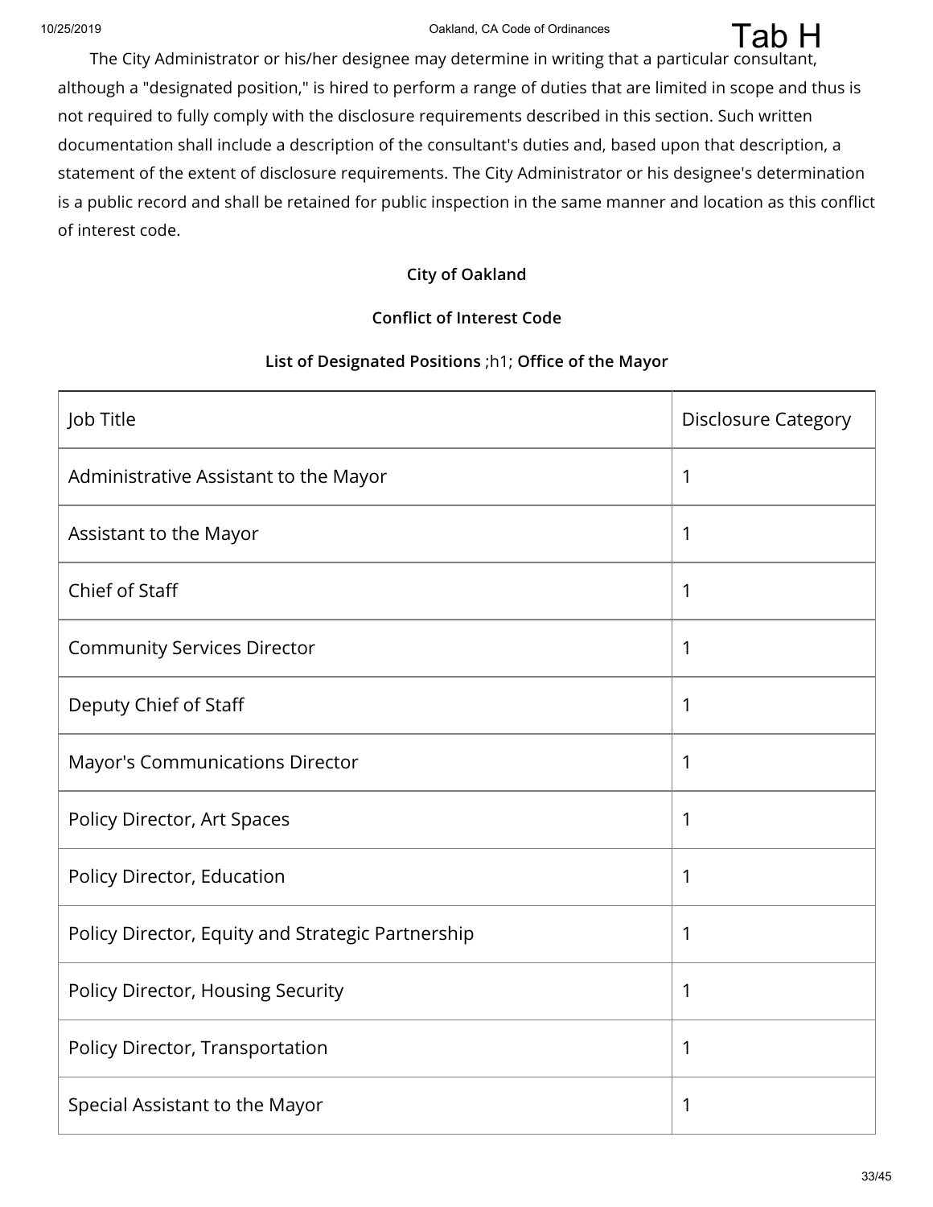The City Administrator or his/her designee may determine in writing that a particular consultant, although a "designated position," is hired to perform a range of duties that are limited in scope and thus is not required to fully comply with the disclosure requirements described in this section. Such written documentation shall include a description of the consultant's duties and, based upon that description, a statement of the extent of disclosure requirements. The City Administrator or his designee's determination is a public record and shall be retained for public inspection in the same manner and location as this conflict of interest code.

**City of Oakland**

**Conflict of Interest Code**

**List of Designated Positions** ;h1; **Office of the Mayor**

| Job Title | Disclosure Category |
| --- | --- |
| Administrative Assistant to the Mayor | 1 |
| Assistant to the Mayor | 1 |
| Chief of Staff | 1 |
| Community Services Director | 1 |
| Deputy Chief of Staff | 1 |
| Mayor's Communications Director | 1 |
| Policy Director, Art Spaces | 1 |
| Policy Director, Education | 1 |
| Policy Director, Equity and Strategic Partnership | 1 |
| Policy Director, Housing Security | 1 |
| Policy Director, Transportation | 1 |
| Special Assistant to the Mayor | 1 |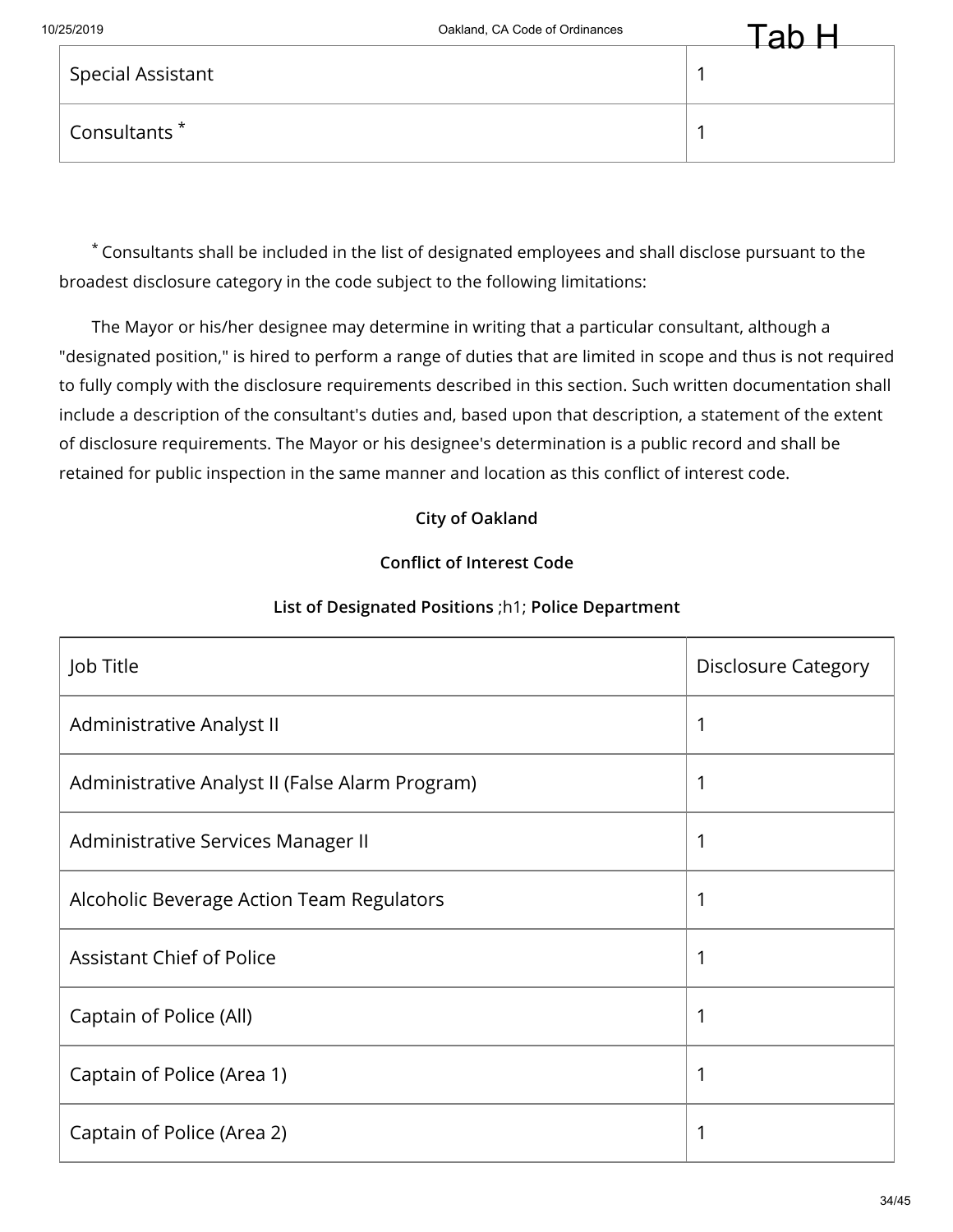| Special Assistant | 1 |
|---|---|
| Consultants * | 1 |

* Consultants shall be included in the list of designated employees and shall disclose pursuant to the broadest disclosure category in the code subject to the following limitations:

The Mayor or his/her designee may determine in writing that a particular consultant, although a "designated position," is hired to perform a range of duties that are limited in scope and thus is not required to fully comply with the disclosure requirements described in this section. Such written documentation shall include a description of the consultant's duties and, based upon that description, a statement of the extent of disclosure requirements. The Mayor or his designee's determination is a public record and shall be retained for public inspection in the same manner and location as this conflict of interest code.

**City of Oakland**

**Conflict of Interest Code**

**List of Designated Positions** ;h1; **Police Department**

| Job Title | Disclosure Category |
|---|---|
| Administrative Analyst II | 1 |
| Administrative Analyst II (False Alarm Program) | 1 |
| Administrative Services Manager II | 1 |
| Alcoholic Beverage Action Team Regulators | 1 |
| Assistant Chief of Police | 1 |
| Captain of Police (All) | 1 |
| Captain of Police (Area 1) | 1 |
| Captain of Police (Area 2) | 1 |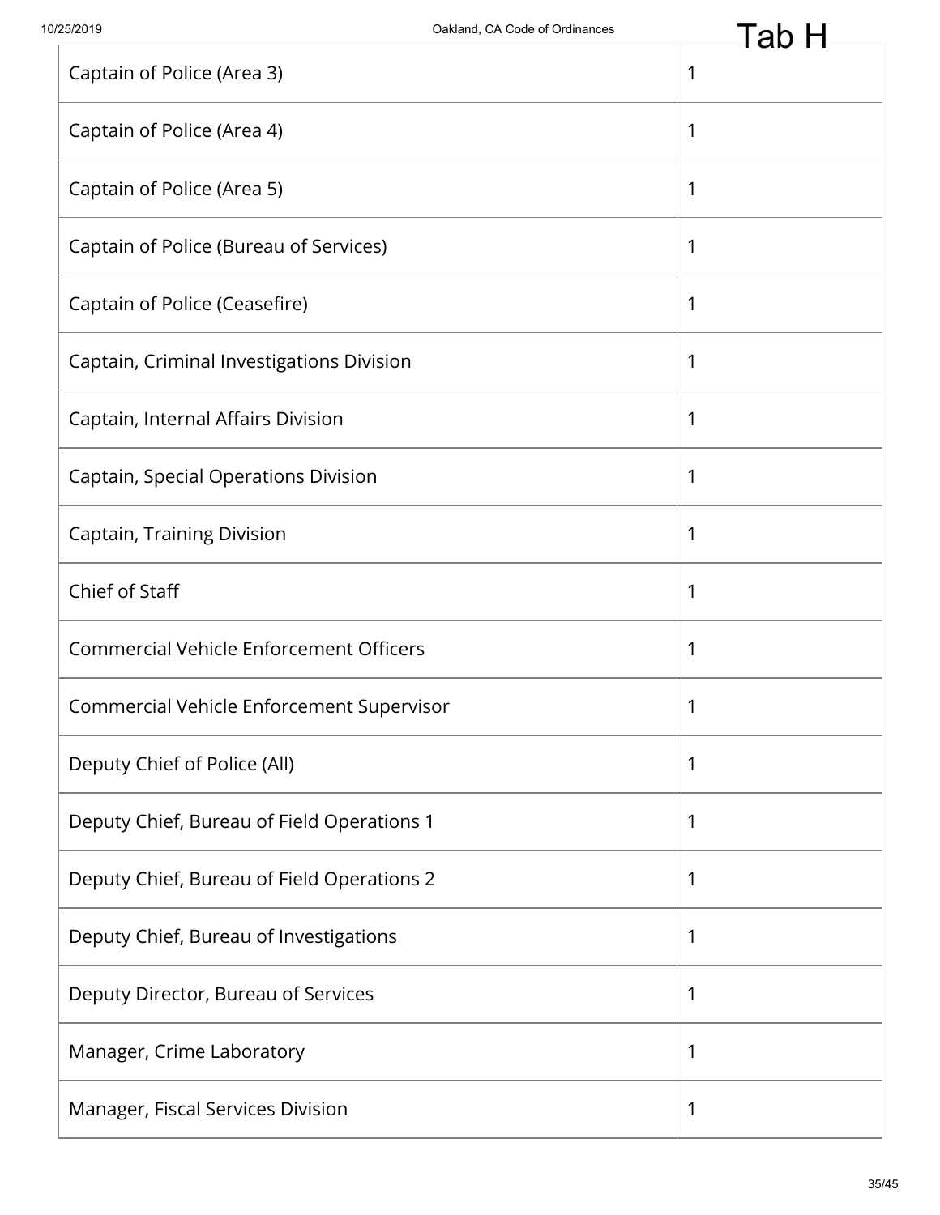| | |
|---|---|
| Captain of Police (Area 3) | 1 |
| Captain of Police (Area 4) | 1 |
| Captain of Police (Area 5) | 1 |
| Captain of Police (Bureau of Services) | 1 |
| Captain of Police (Ceasefire) | 1 |
| Captain, Criminal Investigations Division | 1 |
| Captain, Internal Affairs Division | 1 |
| Captain, Special Operations Division | 1 |
| Captain, Training Division | 1 |
| Chief of Staff | 1 |
| Commercial Vehicle Enforcement Officers | 1 |
| Commercial Vehicle Enforcement Supervisor | 1 |
| Deputy Chief of Police (All) | 1 |
| Deputy Chief, Bureau of Field Operations 1 | 1 |
| Deputy Chief, Bureau of Field Operations 2 | 1 |
| Deputy Chief, Bureau of Investigations | 1 |
| Deputy Director, Bureau of Services | 1 |
| Manager, Crime Laboratory | 1 |
| Manager, Fiscal Services Division | 1 |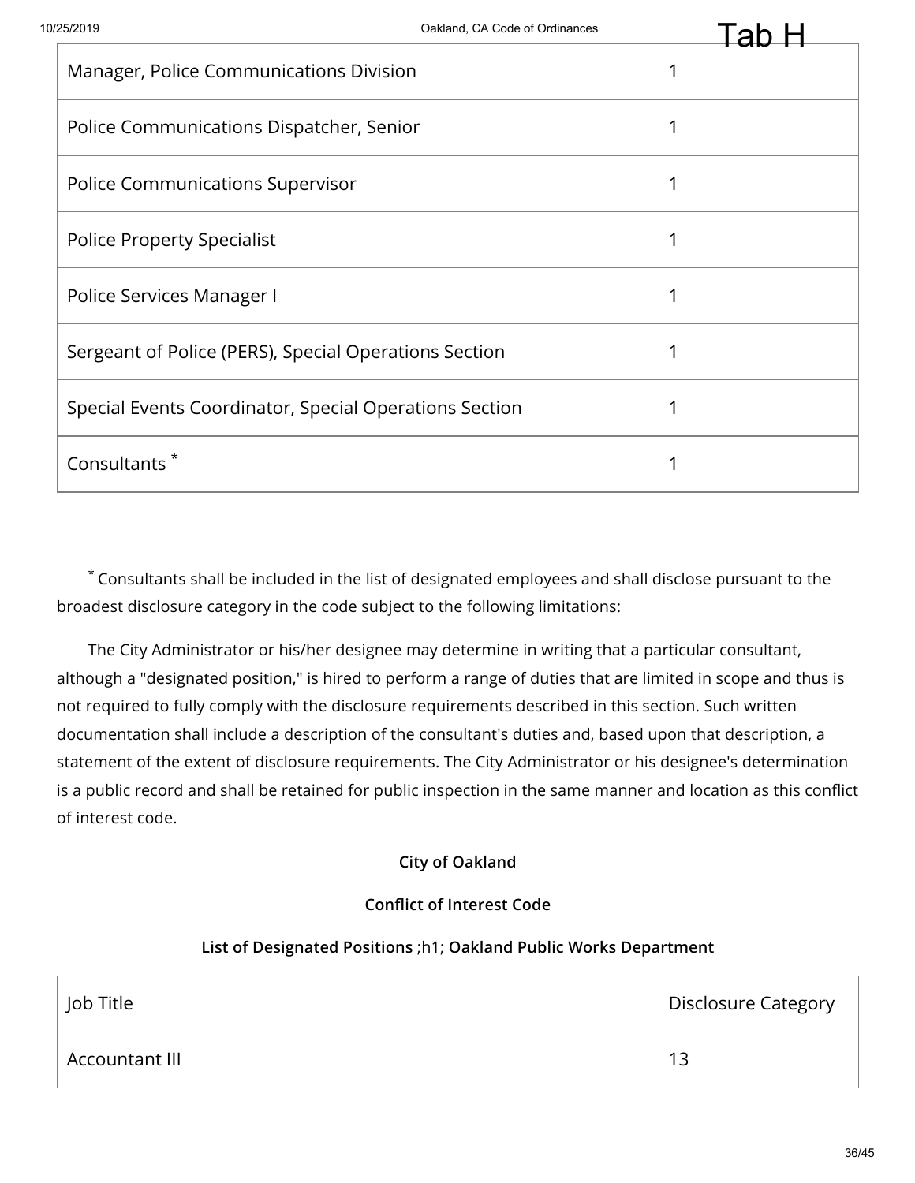| | |
|---|---|
| Manager, Police Communications Division | 1 |
| Police Communications Dispatcher, Senior | 1 |
| Police Communications Supervisor | 1 |
| Police Property Specialist | 1 |
| Police Services Manager I | 1 |
| Sergeant of Police (PERS), Special Operations Section | 1 |
| Special Events Coordinator, Special Operations Section | 1 |
| Consultants * | 1 |

* Consultants shall be included in the list of designated employees and shall disclose pursuant to the broadest disclosure category in the code subject to the following limitations:

The City Administrator or his/her designee may determine in writing that a particular consultant, although a "designated position," is hired to perform a range of duties that are limited in scope and thus is not required to fully comply with the disclosure requirements described in this section. Such written documentation shall include a description of the consultant's duties and, based upon that description, a statement of the extent of disclosure requirements. The City Administrator or his designee's determination is a public record and shall be retained for public inspection in the same manner and location as this conflict of interest code.

**City of Oakland**

**Conflict of Interest Code**

**List of Designated Positions** ;h1; **Oakland Public Works Department**

| Job Title | Disclosure Category |
|---|---|
| Accountant III | 13 |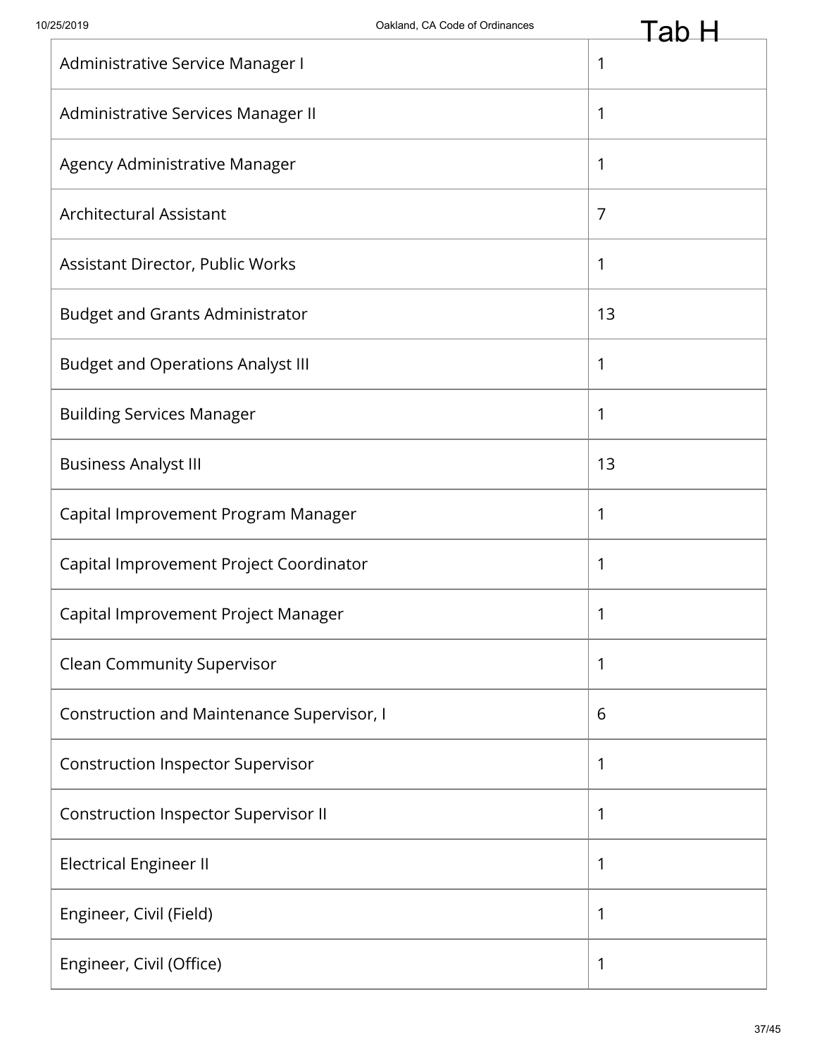| | |
|---|---|
| Administrative Service Manager I | 1 |
| Administrative Services Manager II | 1 |
| Agency Administrative Manager | 1 |
| Architectural Assistant | 7 |
| Assistant Director, Public Works | 1 |
| Budget and Grants Administrator | 13 |
| Budget and Operations Analyst III | 1 |
| Building Services Manager | 1 |
| Business Analyst III | 13 |
| Capital Improvement Program Manager | 1 |
| Capital Improvement Project Coordinator | 1 |
| Capital Improvement Project Manager | 1 |
| Clean Community Supervisor | 1 |
| Construction and Maintenance Supervisor, I | 6 |
| Construction Inspector Supervisor | 1 |
| Construction Inspector Supervisor II | 1 |
| Electrical Engineer II | 1 |
| Engineer, Civil (Field) | 1 |
| Engineer, Civil (Office) | 1 |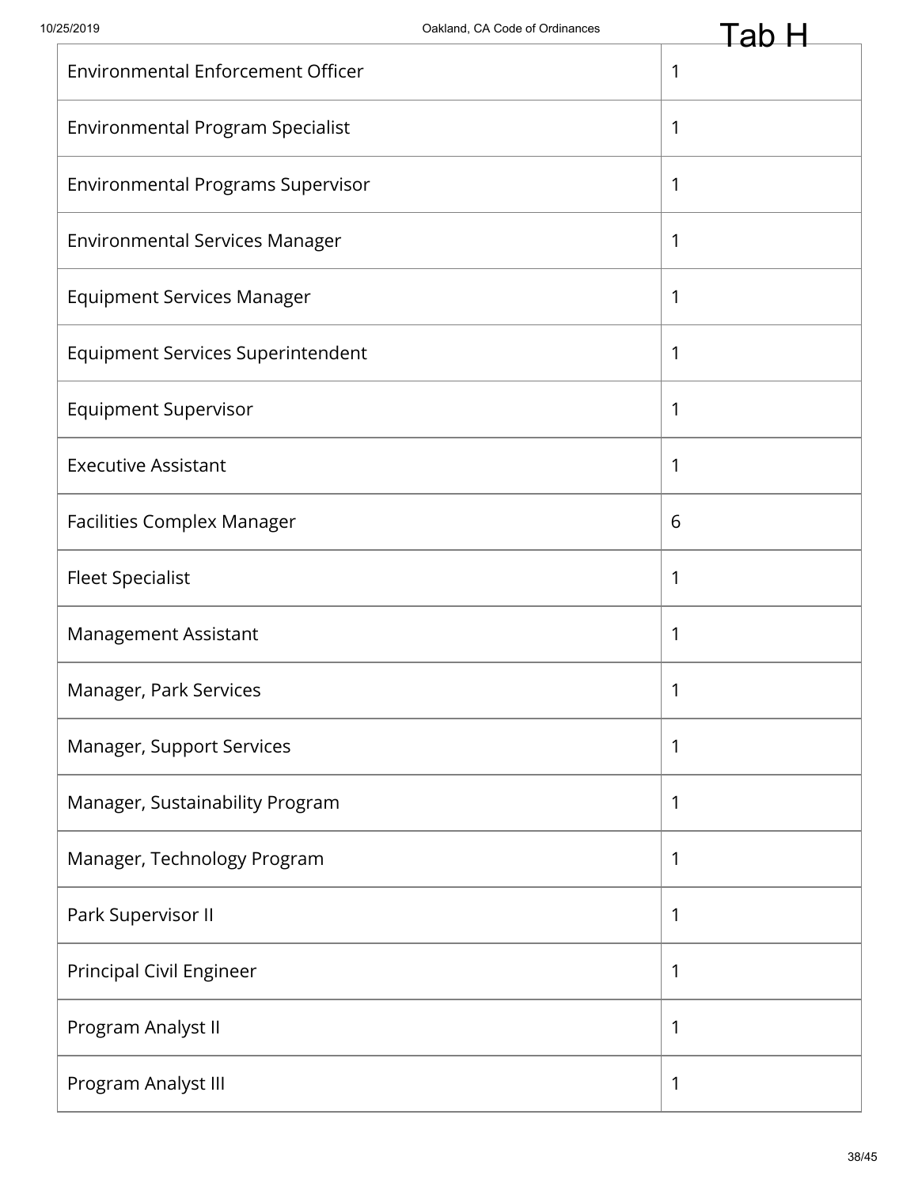| Environmental Enforcement Officer | 1 |
|---|---|
| Environmental Program Specialist | 1 |
| Environmental Programs Supervisor | 1 |
| Environmental Services Manager | 1 |
| Equipment Services Manager | 1 |
| Equipment Services Superintendent | 1 |
| Equipment Supervisor | 1 |
| Executive Assistant | 1 |
| Facilities Complex Manager | 6 |
| Fleet Specialist | 1 |
| Management Assistant | 1 |
| Manager, Park Services | 1 |
| Manager, Support Services | 1 |
| Manager, Sustainability Program | 1 |
| Manager, Technology Program | 1 |
| Park Supervisor II | 1 |
| Principal Civil Engineer | 1 |
| Program Analyst II | 1 |
| Program Analyst III | 1 |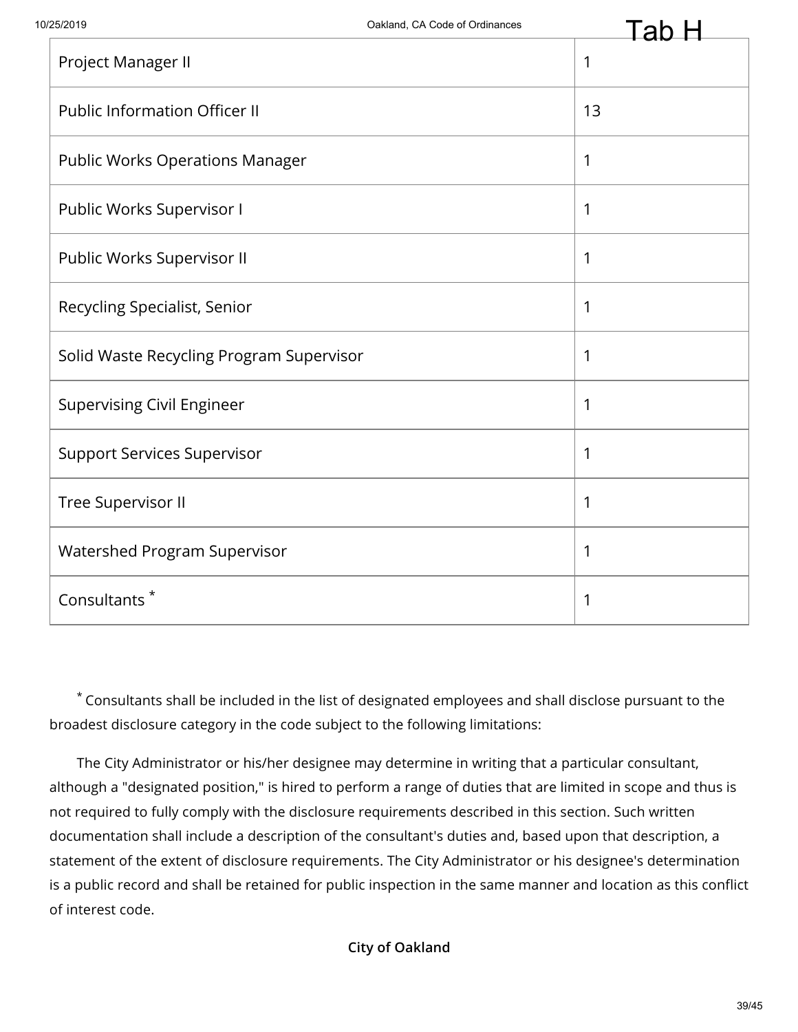| | |
|---|---|
| Project Manager II | 1 |
| Public Information Officer II | 13 |
| Public Works Operations Manager | 1 |
| Public Works Supervisor I | 1 |
| Public Works Supervisor II | 1 |
| Recycling Specialist, Senior | 1 |
| Solid Waste Recycling Program Supervisor | 1 |
| Supervising Civil Engineer | 1 |
| Support Services Supervisor | 1 |
| Tree Supervisor II | 1 |
| Watershed Program Supervisor | 1 |
| Consultants * | 1 |

* Consultants shall be included in the list of designated employees and shall disclose pursuant to the broadest disclosure category in the code subject to the following limitations:

The City Administrator or his/her designee may determine in writing that a particular consultant, although a "designated position," is hired to perform a range of duties that are limited in scope and thus is not required to fully comply with the disclosure requirements described in this section. Such written documentation shall include a description of the consultant's duties and, based upon that description, a statement of the extent of disclosure requirements. The City Administrator or his designee's determination is a public record and shall be retained for public inspection in the same manner and location as this conflict of interest code.

**City of Oakland**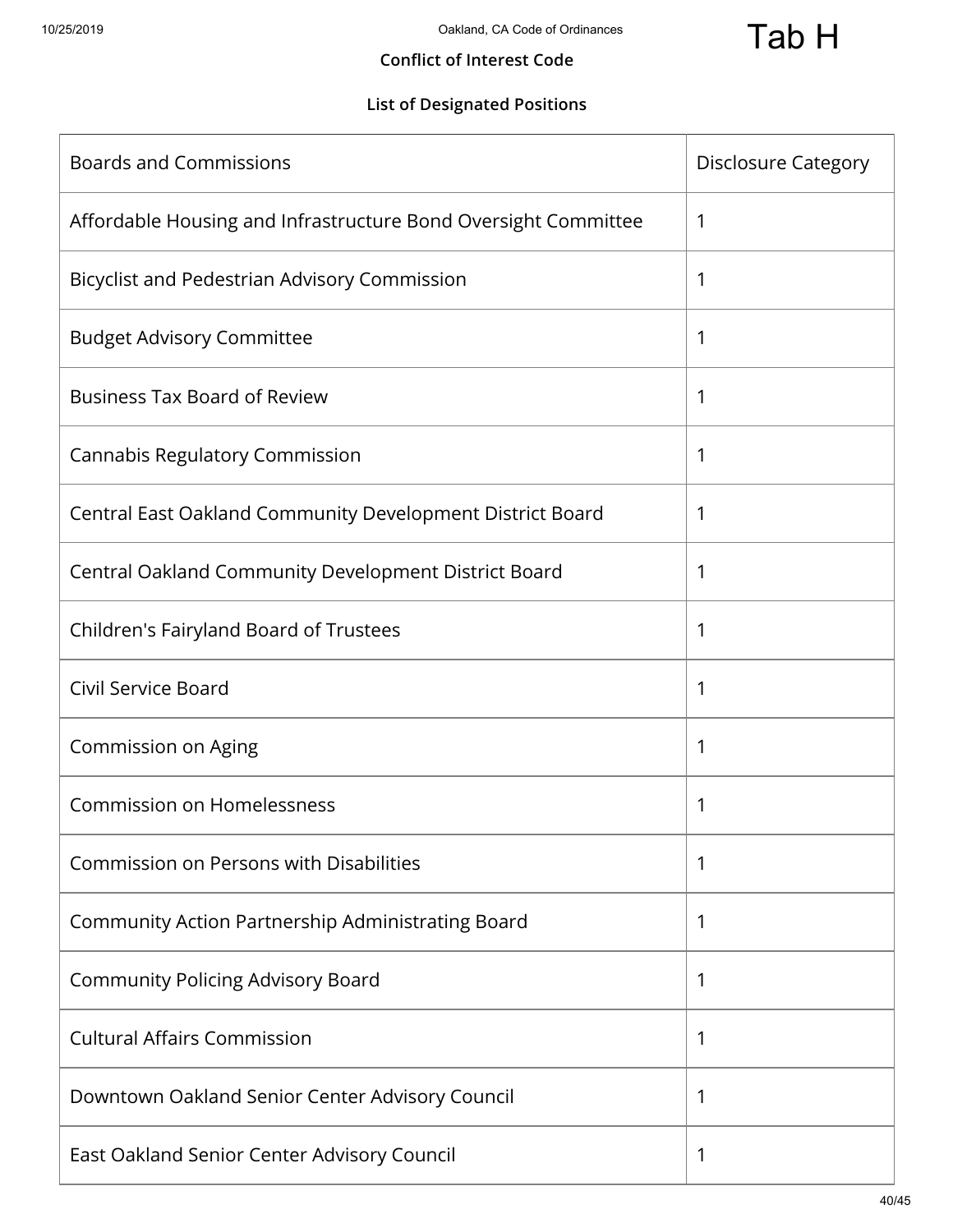**Tab H**

**Conflict of Interest Code**

**List of Designated Positions**

| Boards and Commissions | Disclosure Category |
|---|---|
| Affordable Housing and Infrastructure Bond Oversight Committee | 1 |
| Bicyclist and Pedestrian Advisory Commission | 1 |
| Budget Advisory Committee | 1 |
| Business Tax Board of Review | 1 |
| Cannabis Regulatory Commission | 1 |
| Central East Oakland Community Development District Board | 1 |
| Central Oakland Community Development District Board | 1 |
| Children's Fairyland Board of Trustees | 1 |
| Civil Service Board | 1 |
| Commission on Aging | 1 |
| Commission on Homelessness | 1 |
| Commission on Persons with Disabilities | 1 |
| Community Action Partnership Administrating Board | 1 |
| Community Policing Advisory Board | 1 |
| Cultural Affairs Commission | 1 |
| Downtown Oakland Senior Center Advisory Council | 1 |
| East Oakland Senior Center Advisory Council | 1 |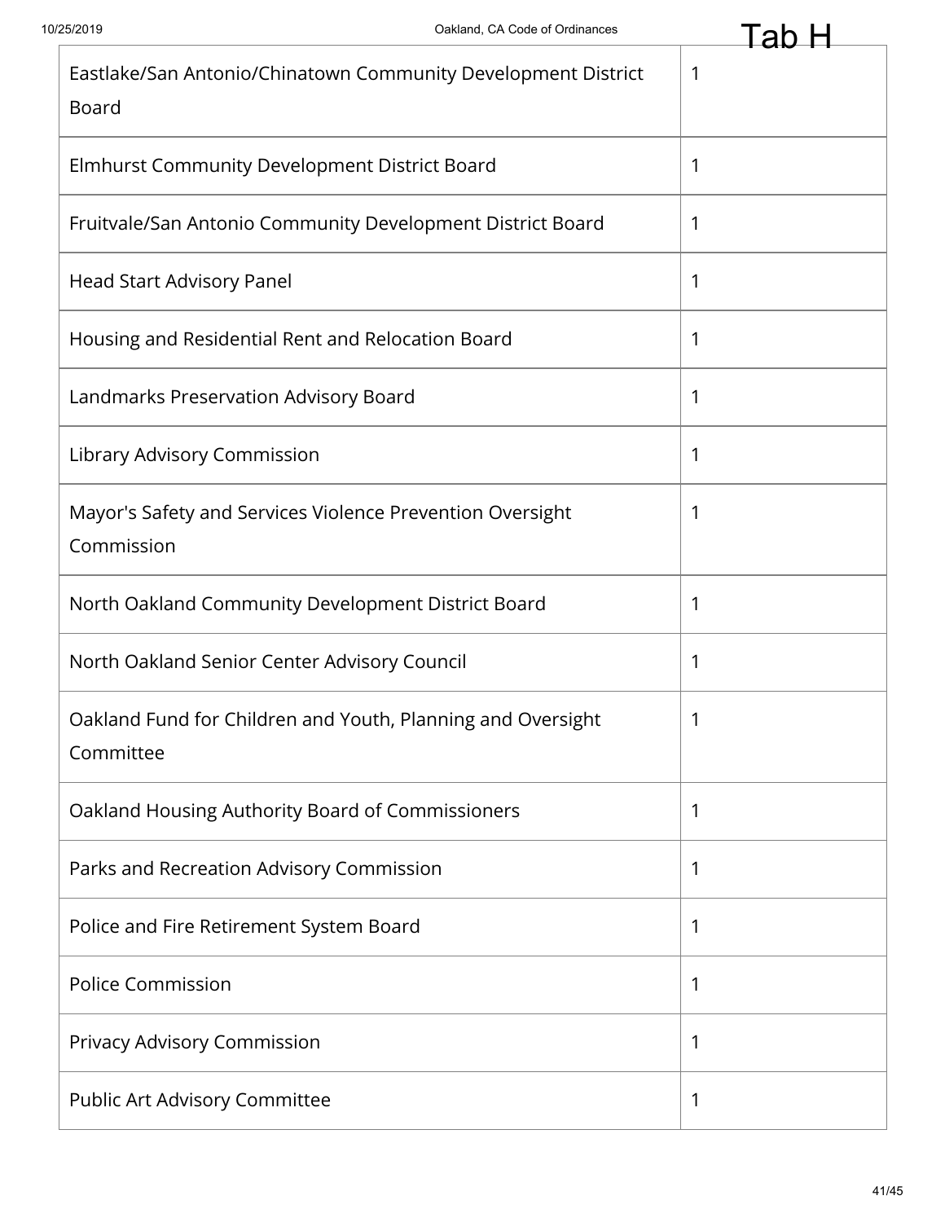| | |
|---|---|
| Eastlake/San Antonio/Chinatown Community Development District Board | 1 |
| Elmhurst Community Development District Board | 1 |
| Fruitvale/San Antonio Community Development District Board | 1 |
| Head Start Advisory Panel | 1 |
| Housing and Residential Rent and Relocation Board | 1 |
| Landmarks Preservation Advisory Board | 1 |
| Library Advisory Commission | 1 |
| Mayor's Safety and Services Violence Prevention Oversight Commission | 1 |
| North Oakland Community Development District Board | 1 |
| North Oakland Senior Center Advisory Council | 1 |
| Oakland Fund for Children and Youth, Planning and Oversight Committee | 1 |
| Oakland Housing Authority Board of Commissioners | 1 |
| Parks and Recreation Advisory Commission | 1 |
| Police and Fire Retirement System Board | 1 |
| Police Commission | 1 |
| Privacy Advisory Commission | 1 |
| Public Art Advisory Committee | 1 |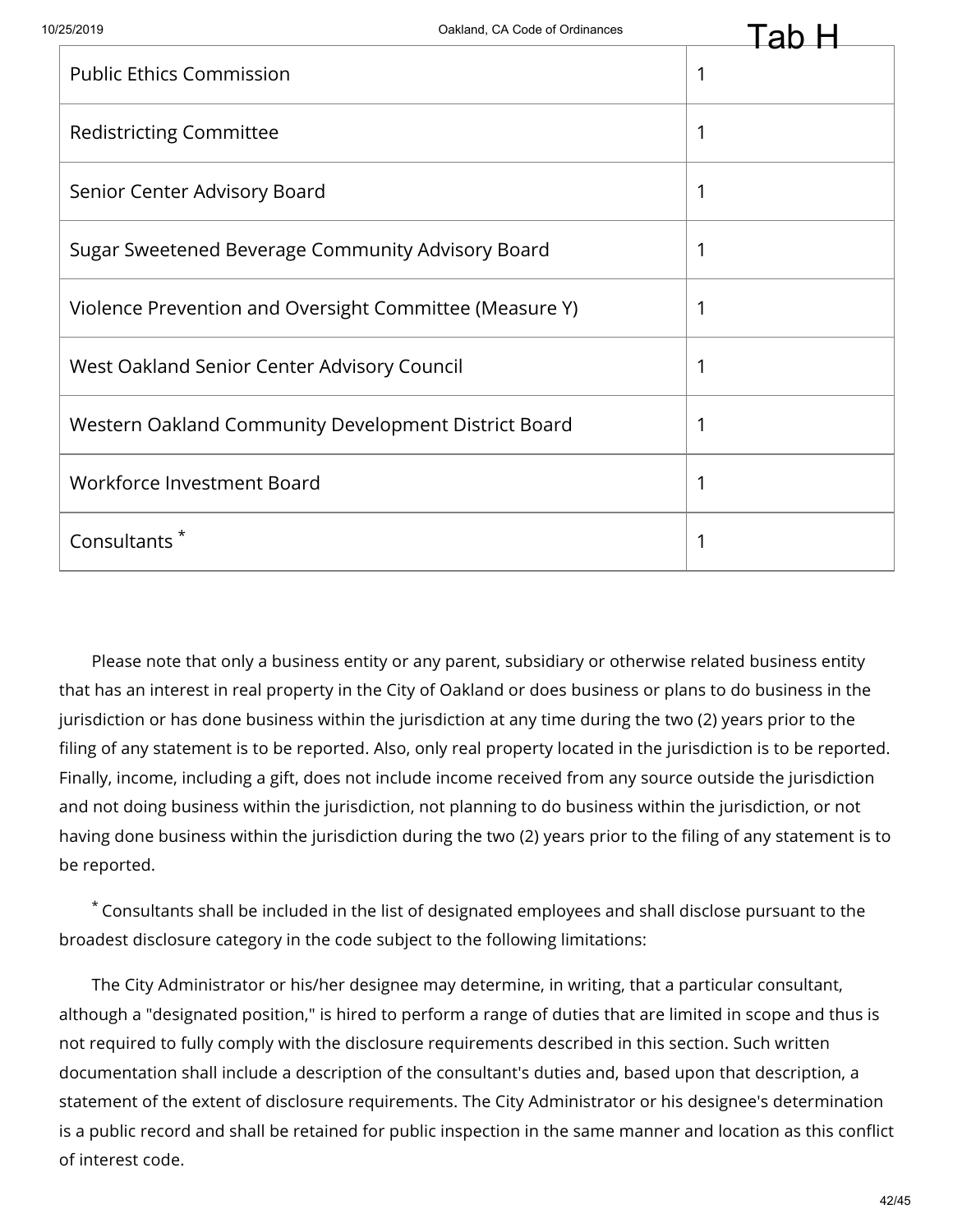| Public Ethics Commission | 1 |
|---|---|
| Redistricting Committee | 1 |
| Senior Center Advisory Board | 1 |
| Sugar Sweetened Beverage Community Advisory Board | 1 |
| Violence Prevention and Oversight Committee (Measure Y) | 1 |
| West Oakland Senior Center Advisory Council | 1 |
| Western Oakland Community Development District Board | 1 |
| Workforce Investment Board | 1 |
| Consultants * | 1 |

Please note that only a business entity or any parent, subsidiary or otherwise related business entity that has an interest in real property in the City of Oakland or does business or plans to do business in the jurisdiction or has done business within the jurisdiction at any time during the two (2) years prior to the filing of any statement is to be reported. Also, only real property located in the jurisdiction is to be reported. Finally, income, including a gift, does not include income received from any source outside the jurisdiction and not doing business within the jurisdiction, not planning to do business within the jurisdiction, or not having done business within the jurisdiction during the two (2) years prior to the filing of any statement is to be reported.

* Consultants shall be included in the list of designated employees and shall disclose pursuant to the broadest disclosure category in the code subject to the following limitations:

The City Administrator or his/her designee may determine, in writing, that a particular consultant, although a "designated position," is hired to perform a range of duties that are limited in scope and thus is not required to fully comply with the disclosure requirements described in this section. Such written documentation shall include a description of the consultant's duties and, based upon that description, a statement of the extent of disclosure requirements. The City Administrator or his designee's determination is a public record and shall be retained for public inspection in the same manner and location as this conflict of interest code.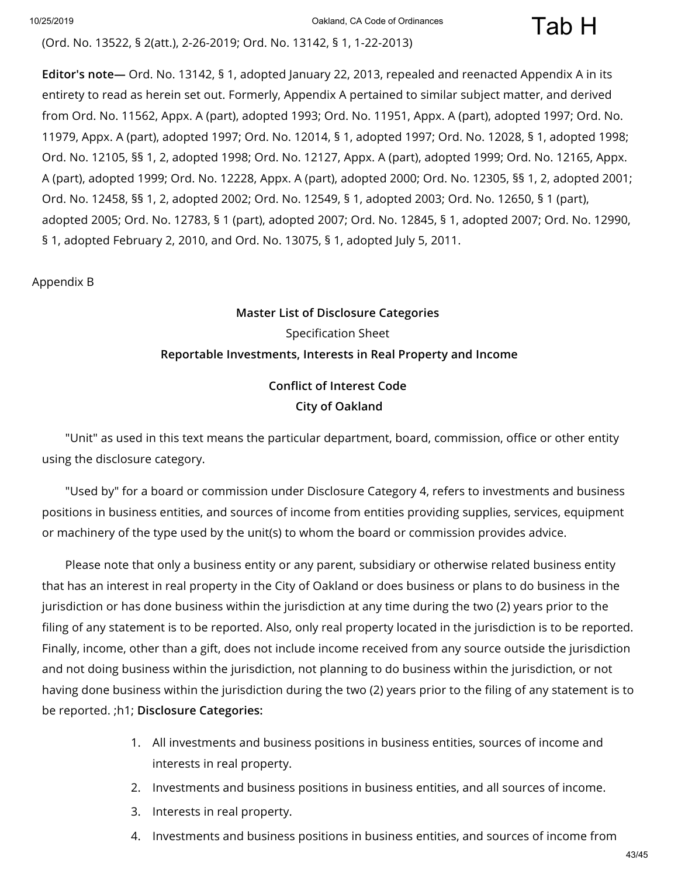(Ord. No. 13522, § 2(att.), 2-26-2019; Ord. No. 13142, § 1, 1-22-2013)

**Editor's note—** Ord. No. 13142, § 1, adopted January 22, 2013, repealed and reenacted Appendix A in its entirety to read as herein set out. Formerly, Appendix A pertained to similar subject matter, and derived from Ord. No. 11562, Appx. A (part), adopted 1993; Ord. No. 11951, Appx. A (part), adopted 1997; Ord. No. 11979, Appx. A (part), adopted 1997; Ord. No. 12014, § 1, adopted 1997; Ord. No. 12028, § 1, adopted 1998; Ord. No. 12105, §§ 1, 2, adopted 1998; Ord. No. 12127, Appx. A (part), adopted 1999; Ord. No. 12165, Appx. A (part), adopted 1999; Ord. No. 12228, Appx. A (part), adopted 2000; Ord. No. 12305, §§ 1, 2, adopted 2001; Ord. No. 12458, §§ 1, 2, adopted 2002; Ord. No. 12549, § 1, adopted 2003; Ord. No. 12650, § 1 (part), adopted 2005; Ord. No. 12783, § 1 (part), adopted 2007; Ord. No. 12845, § 1, adopted 2007; Ord. No. 12990, § 1, adopted February 2, 2010, and Ord. No. 13075, § 1, adopted July 5, 2011.

Appendix B

**Master List of Disclosure Categories**

Specification Sheet

**Reportable Investments, Interests in Real Property and Income**

**Conflict of Interest Code**

**City of Oakland**

"Unit" as used in this text means the particular department, board, commission, office or other entity using the disclosure category.

"Used by" for a board or commission under Disclosure Category 4, refers to investments and business positions in business entities, and sources of income from entities providing supplies, services, equipment or machinery of the type used by the unit(s) to whom the board or commission provides advice.

Please note that only a business entity or any parent, subsidiary or otherwise related business entity that has an interest in real property in the City of Oakland or does business or plans to do business in the jurisdiction or has done business within the jurisdiction at any time during the two (2) years prior to the filing of any statement is to be reported. Also, only real property located in the jurisdiction is to be reported. Finally, income, other than a gift, does not include income received from any source outside the jurisdiction and not doing business within the jurisdiction, not planning to do business within the jurisdiction, or not having done business within the jurisdiction during the two (2) years prior to the filing of any statement is to be reported. ;h1; **Disclosure Categories:**

1. All investments and business positions in business entities, sources of income and interests in real property.
2. Investments and business positions in business entities, and all sources of income.
3. Interests in real property.
4. Investments and business positions in business entities, and sources of income from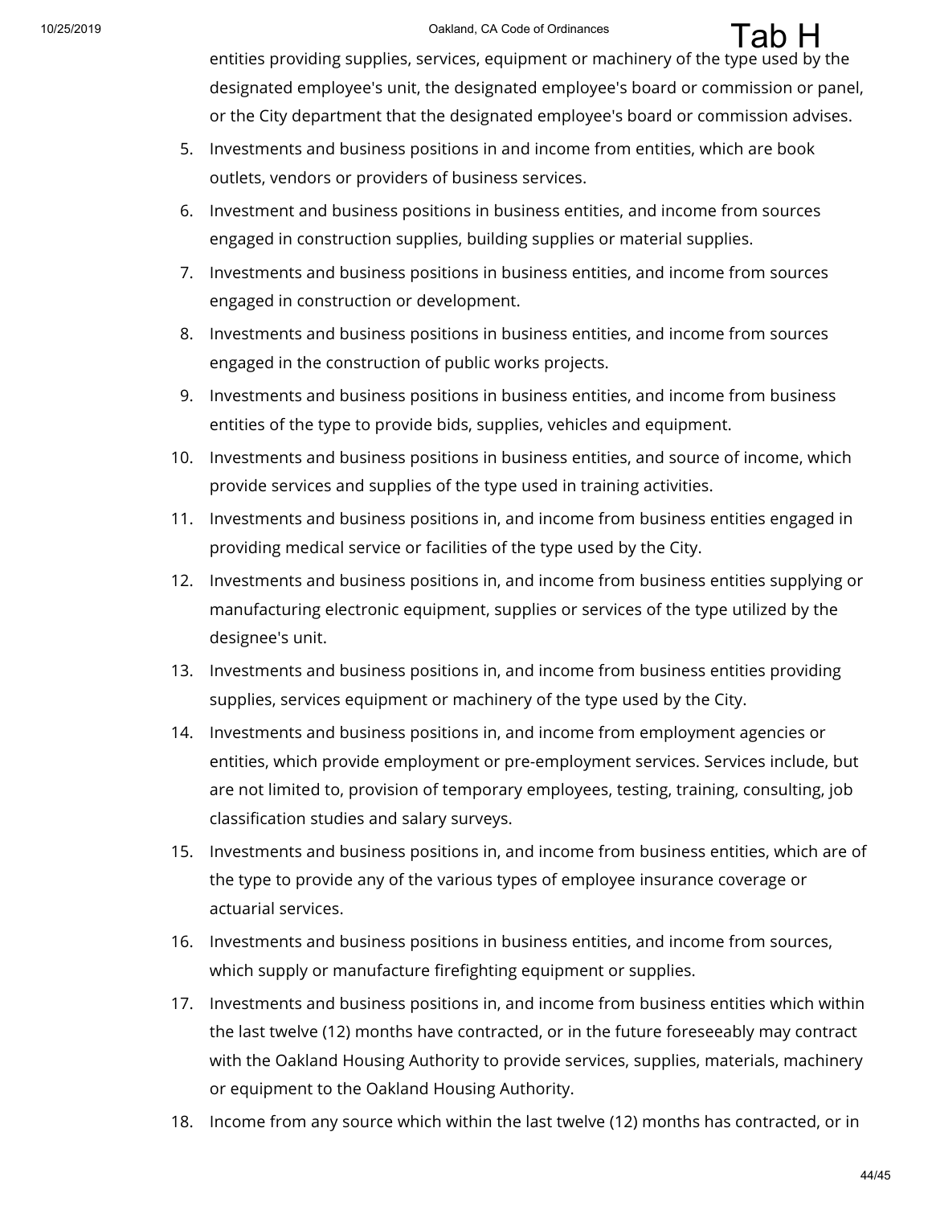entities providing supplies, services, equipment or machinery of the type used by the designated employee's unit, the designated employee's board or commission or panel, or the City department that the designated employee's board or commission advises.

5. Investments and business positions in and income from entities, which are book outlets, vendors or providers of business services.
6. Investment and business positions in business entities, and income from sources engaged in construction supplies, building supplies or material supplies.
7. Investments and business positions in business entities, and income from sources engaged in construction or development.
8. Investments and business positions in business entities, and income from sources engaged in the construction of public works projects.
9. Investments and business positions in business entities, and income from business entities of the type to provide bids, supplies, vehicles and equipment.
10. Investments and business positions in business entities, and source of income, which provide services and supplies of the type used in training activities.
11. Investments and business positions in, and income from business entities engaged in providing medical service or facilities of the type used by the City.
12. Investments and business positions in, and income from business entities supplying or manufacturing electronic equipment, supplies or services of the type utilized by the designee's unit.
13. Investments and business positions in, and income from business entities providing supplies, services equipment or machinery of the type used by the City.
14. Investments and business positions in, and income from employment agencies or entities, which provide employment or pre-employment services. Services include, but are not limited to, provision of temporary employees, testing, training, consulting, job classification studies and salary surveys.
15. Investments and business positions in, and income from business entities, which are of the type to provide any of the various types of employee insurance coverage or actuarial services.
16. Investments and business positions in business entities, and income from sources, which supply or manufacture firefighting equipment or supplies.
17. Investments and business positions in, and income from business entities which within the last twelve (12) months have contracted, or in the future foreseeably may contract with the Oakland Housing Authority to provide services, supplies, materials, machinery or equipment to the Oakland Housing Authority.
18. Income from any source which within the last twelve (12) months has contracted, or in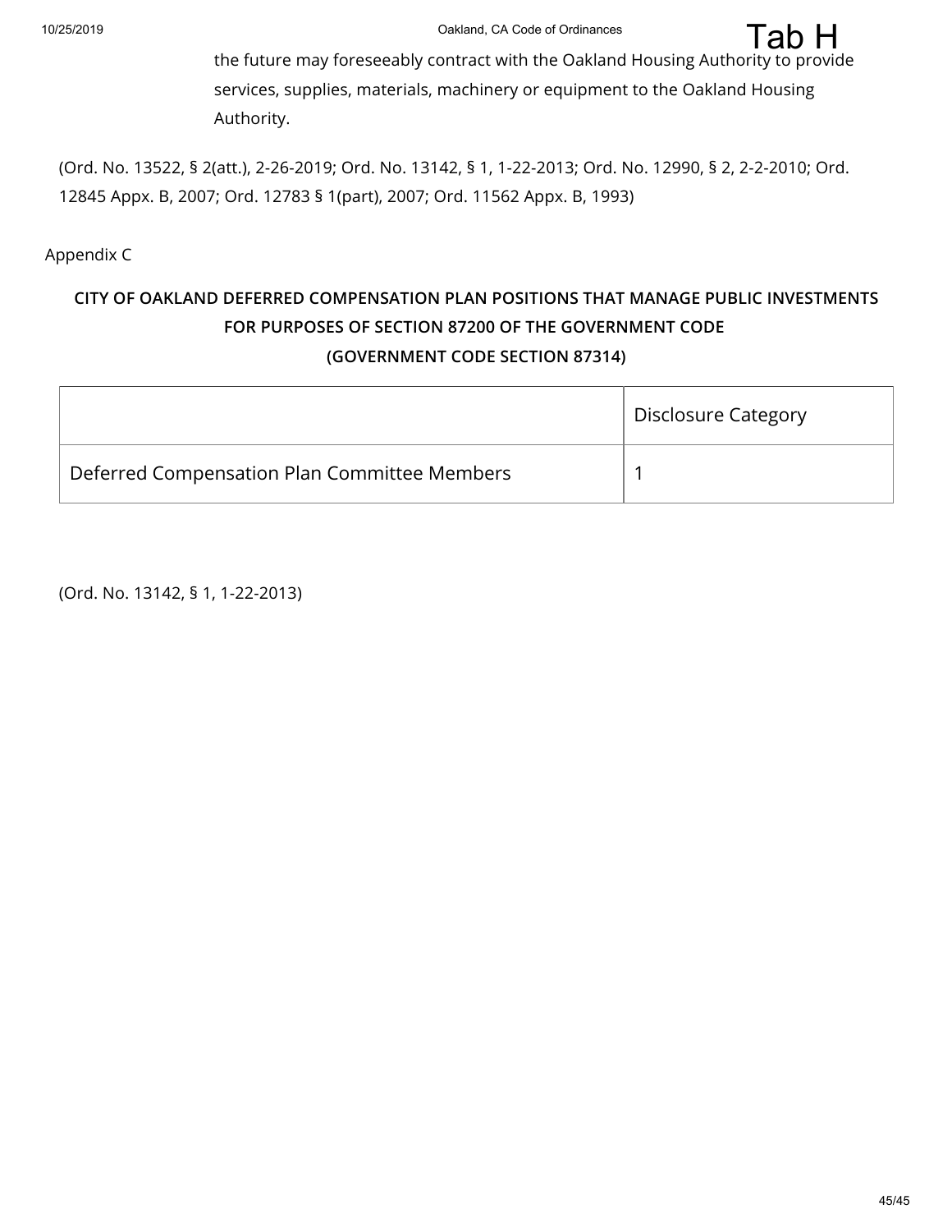the future may foreseeably contract with the Oakland Housing Authority to provide services, supplies, materials, machinery or equipment to the Oakland Housing Authority.

(Ord. No. 13522, § 2(att.), 2-26-2019; Ord. No. 13142, § 1, 1-22-2013; Ord. No. 12990, § 2, 2-2-2010; Ord. 12845 Appx. B, 2007; Ord. 12783 § 1(part), 2007; Ord. 11562 Appx. B, 1993)

Appendix C

**CITY OF OAKLAND DEFERRED COMPENSATION PLAN POSITIONS THAT MANAGE PUBLIC INVESTMENTS FOR PURPOSES OF SECTION 87200 OF THE GOVERNMENT CODE**

**(GOVERNMENT CODE SECTION 87314)**

| | Disclosure Category |
|---|---|
| Deferred Compensation Plan Committee Members | 1 |

(Ord. No. 13142, § 1, 1-22-2013)